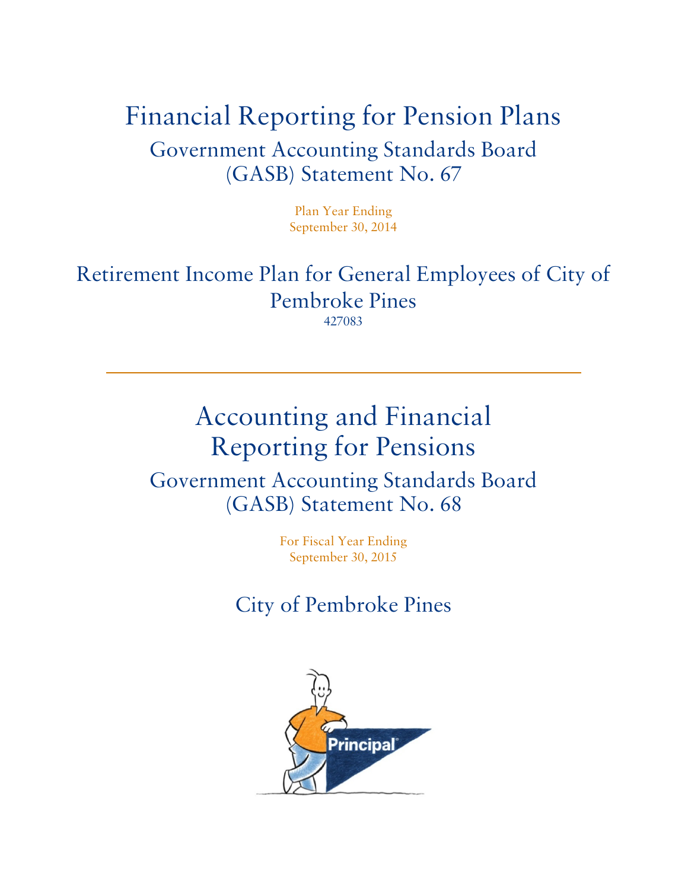# Financial Reporting for Pension Plans

## Government Accounting Standards Board (GASB) Statement No. 67

Plan Year Ending
September 30, 2014

## Retirement Income Plan for General Employees of City of Pembroke Pines

427083

---

# Accounting and Financial Reporting for Pensions

## Government Accounting Standards Board (GASB) Statement No. 68

For Fiscal Year Ending
September 30, 2015

## City of Pembroke Pines

Principal®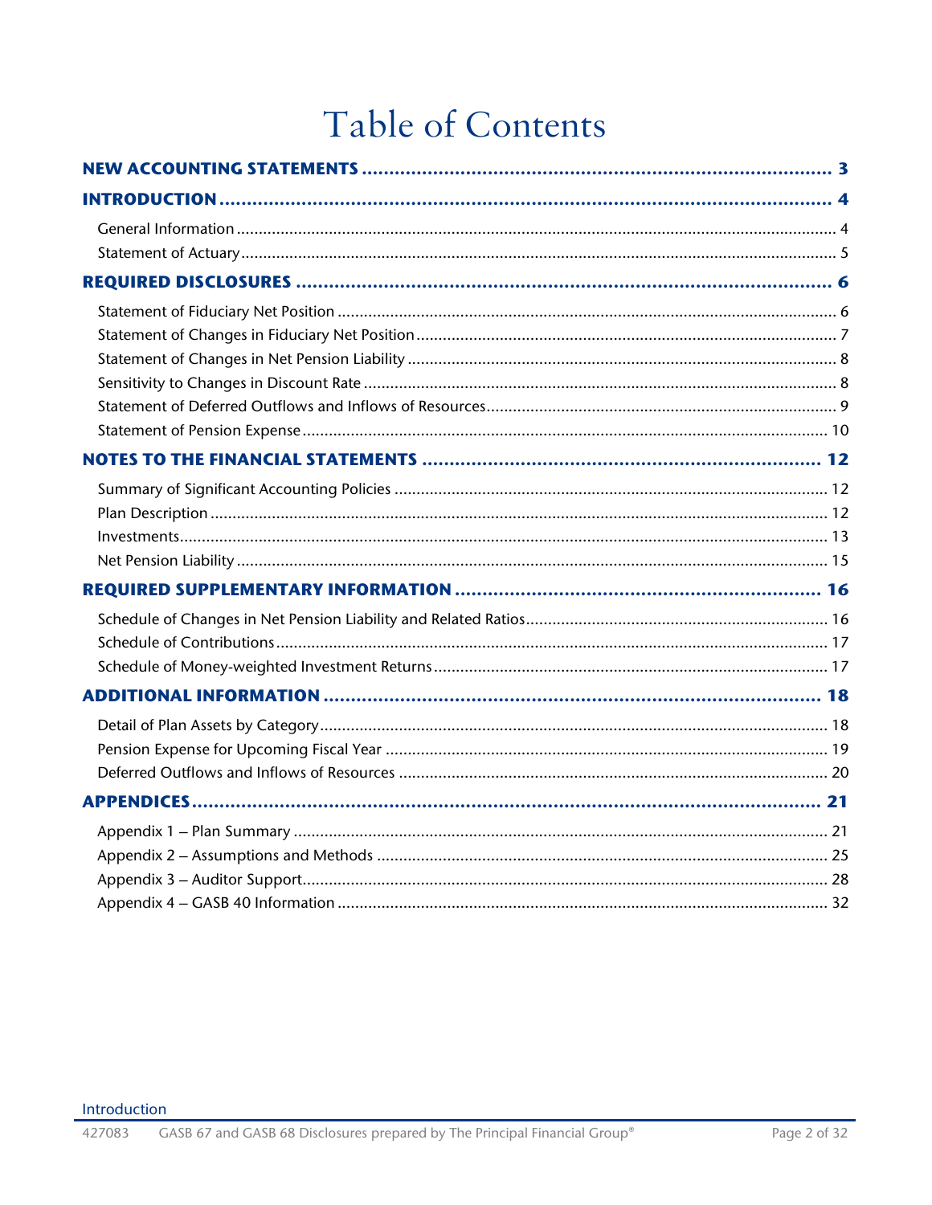# Table of Contents

**NEW ACCOUNTING STATEMENTS** ........ 3

**INTRODUCTION** ........ 4

- General Information ........ 4
- Statement of Actuary ........ 5

**REQUIRED DISCLOSURES** ........ 6

- Statement of Fiduciary Net Position ........ 6
- Statement of Changes in Fiduciary Net Position ........ 7
- Statement of Changes in Net Pension Liability ........ 8
- Sensitivity to Changes in Discount Rate ........ 8
- Statement of Deferred Outflows and Inflows of Resources ........ 9
- Statement of Pension Expense ........ 10

**NOTES TO THE FINANCIAL STATEMENTS** ........ 12

- Summary of Significant Accounting Policies ........ 12
- Plan Description ........ 12
- Investments ........ 13
- Net Pension Liability ........ 15

**REQUIRED SUPPLEMENTARY INFORMATION** ........ 16

- Schedule of Changes in Net Pension Liability and Related Ratios ........ 16
- Schedule of Contributions ........ 17
- Schedule of Money-weighted Investment Returns ........ 17

**ADDITIONAL INFORMATION** ........ 18

- Detail of Plan Assets by Category ........ 18
- Pension Expense for Upcoming Fiscal Year ........ 19
- Deferred Outflows and Inflows of Resources ........ 20

**APPENDICES** ........ 21

- Appendix 1 – Plan Summary ........ 21
- Appendix 2 – Assumptions and Methods ........ 25
- Appendix 3 – Auditor Support ........ 28
- Appendix 4 – GASB 40 Information ........ 32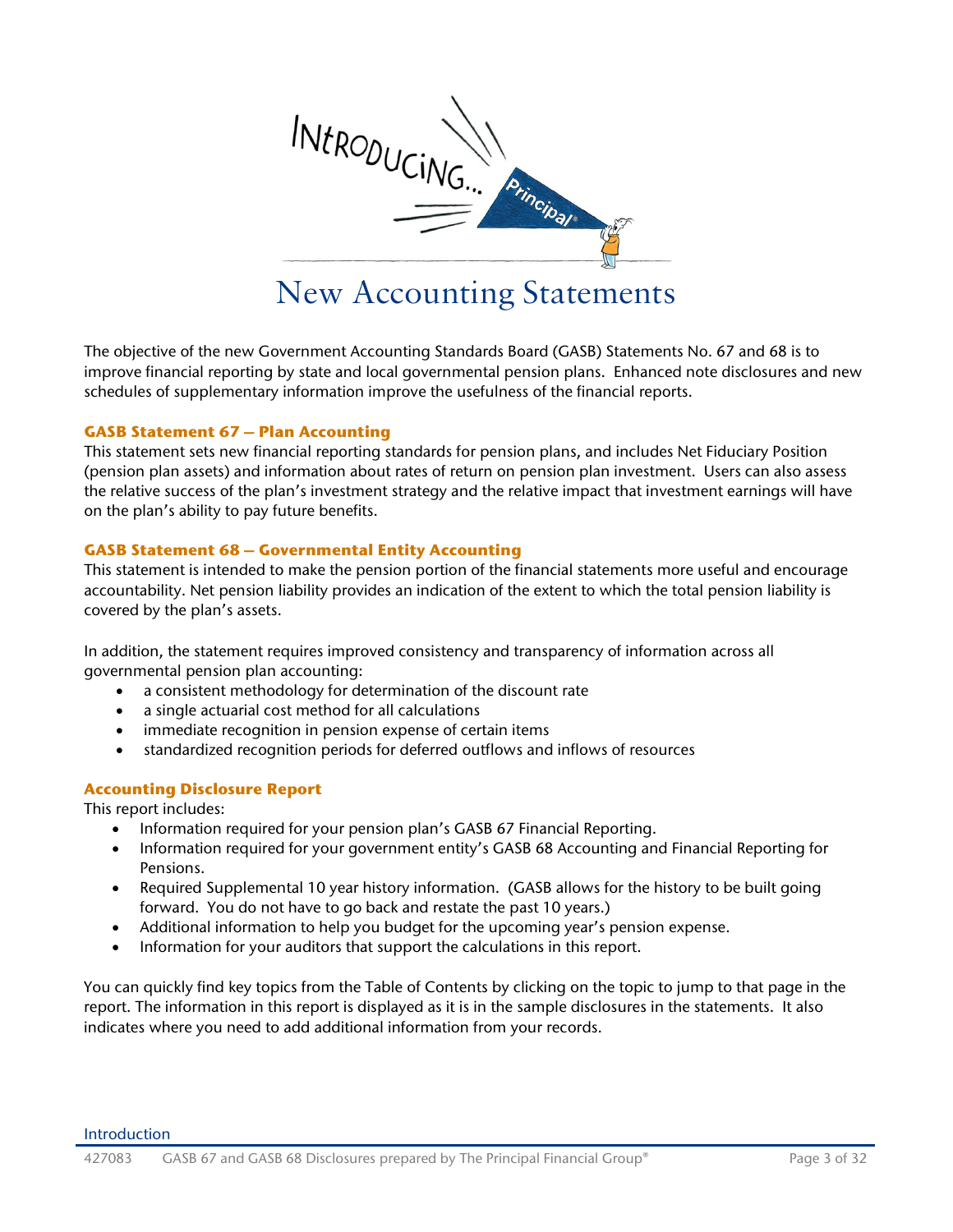# New Accounting Statements

The objective of the new Government Accounting Standards Board (GASB) Statements No. 67 and 68 is to improve financial reporting by state and local governmental pension plans. Enhanced note disclosures and new schedules of supplementary information improve the usefulness of the financial reports.

### GASB Statement 67 – Plan Accounting

This statement sets new financial reporting standards for pension plans, and includes Net Fiduciary Position (pension plan assets) and information about rates of return on pension plan investment. Users can also assess the relative success of the plan's investment strategy and the relative impact that investment earnings will have on the plan's ability to pay future benefits.

### GASB Statement 68 – Governmental Entity Accounting

This statement is intended to make the pension portion of the financial statements more useful and encourage accountability. Net pension liability provides an indication of the extent to which the total pension liability is covered by the plan's assets.

In addition, the statement requires improved consistency and transparency of information across all governmental pension plan accounting:

- a consistent methodology for determination of the discount rate
- a single actuarial cost method for all calculations
- immediate recognition in pension expense of certain items
- standardized recognition periods for deferred outflows and inflows of resources

### Accounting Disclosure Report

This report includes:

- Information required for your pension plan's GASB 67 Financial Reporting.
- Information required for your government entity's GASB 68 Accounting and Financial Reporting for Pensions.
- Required Supplemental 10 year history information. (GASB allows for the history to be built going forward. You do not have to go back and restate the past 10 years.)
- Additional information to help you budget for the upcoming year's pension expense.
- Information for your auditors that support the calculations in this report.

You can quickly find key topics from the Table of Contents by clicking on the topic to jump to that page in the report. The information in this report is displayed as it is in the sample disclosures in the statements. It also indicates where you need to add additional information from your records.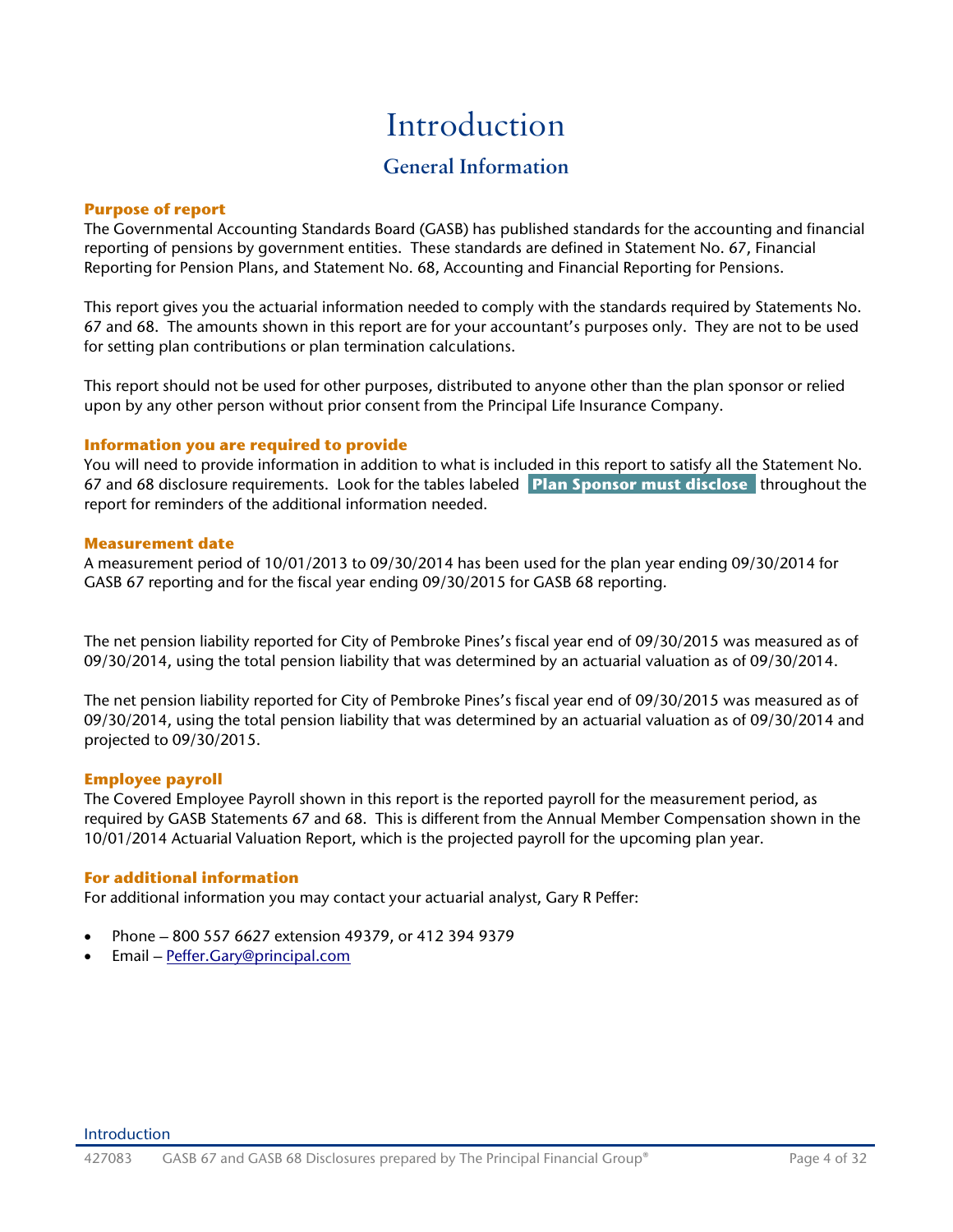# Introduction

## General Information

### Purpose of report

The Governmental Accounting Standards Board (GASB) has published standards for the accounting and financial reporting of pensions by government entities. These standards are defined in Statement No. 67, Financial Reporting for Pension Plans, and Statement No. 68, Accounting and Financial Reporting for Pensions.

This report gives you the actuarial information needed to comply with the standards required by Statements No. 67 and 68. The amounts shown in this report are for your accountant's purposes only. They are not to be used for setting plan contributions or plan termination calculations.

This report should not be used for other purposes, distributed to anyone other than the plan sponsor or relied upon by any other person without prior consent from the Principal Life Insurance Company.

### Information you are required to provide

You will need to provide information in addition to what is included in this report to satisfy all the Statement No. 67 and 68 disclosure requirements. Look for the tables labeled **Plan Sponsor must disclose** throughout the report for reminders of the additional information needed.

### Measurement date

A measurement period of 10/01/2013 to 09/30/2014 has been used for the plan year ending 09/30/2014 for GASB 67 reporting and for the fiscal year ending 09/30/2015 for GASB 68 reporting.

The net pension liability reported for City of Pembroke Pines's fiscal year end of 09/30/2015 was measured as of 09/30/2014, using the total pension liability that was determined by an actuarial valuation as of 09/30/2014.

The net pension liability reported for City of Pembroke Pines's fiscal year end of 09/30/2015 was measured as of 09/30/2014, using the total pension liability that was determined by an actuarial valuation as of 09/30/2014 and projected to 09/30/2015.

### Employee payroll

The Covered Employee Payroll shown in this report is the reported payroll for the measurement period, as required by GASB Statements 67 and 68. This is different from the Annual Member Compensation shown in the 10/01/2014 Actuarial Valuation Report, which is the projected payroll for the upcoming plan year.

### For additional information

For additional information you may contact your actuarial analyst, Gary R Peffer:

- Phone – 800 557 6627 extension 49379, or 412 394 9379
- Email – Peffer.Gary@principal.com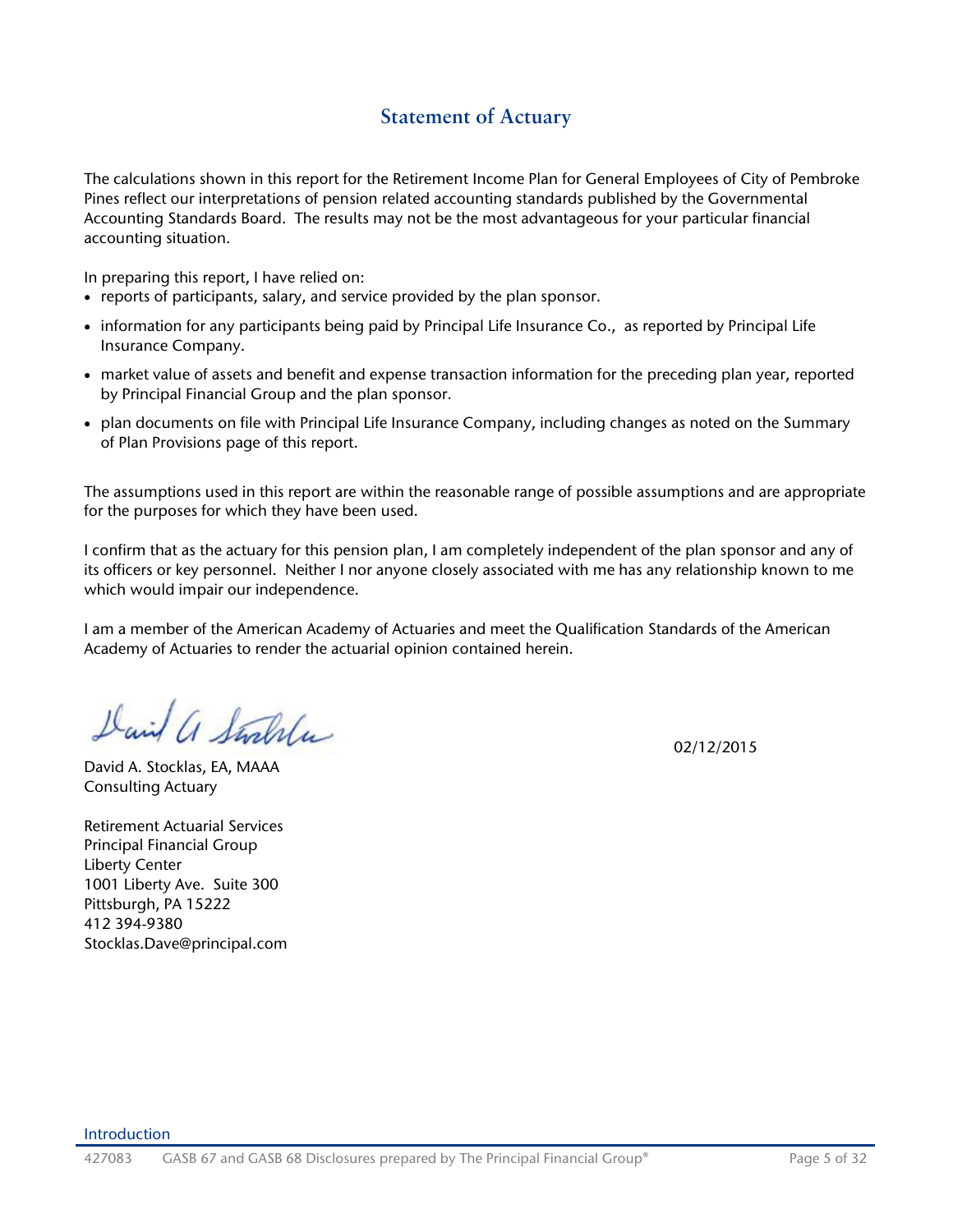## Statement of Actuary

The calculations shown in this report for the Retirement Income Plan for General Employees of City of Pembroke Pines reflect our interpretations of pension related accounting standards published by the Governmental Accounting Standards Board. The results may not be the most advantageous for your particular financial accounting situation.

In preparing this report, I have relied on:

- reports of participants, salary, and service provided by the plan sponsor.
- information for any participants being paid by Principal Life Insurance Co., as reported by Principal Life Insurance Company.
- market value of assets and benefit and expense transaction information for the preceding plan year, reported by Principal Financial Group and the plan sponsor.
- plan documents on file with Principal Life Insurance Company, including changes as noted on the Summary of Plan Provisions page of this report.

The assumptions used in this report are within the reasonable range of possible assumptions and are appropriate for the purposes for which they have been used.

I confirm that as the actuary for this pension plan, I am completely independent of the plan sponsor and any of its officers or key personnel. Neither I nor anyone closely associated with me has any relationship known to me which would impair our independence.

I am a member of the American Academy of Actuaries and meet the Qualification Standards of the American Academy of Actuaries to render the actuarial opinion contained herein.

02/12/2015

David A. Stocklas, EA, MAAA
Consulting Actuary

Retirement Actuarial Services
Principal Financial Group
Liberty Center
1001 Liberty Ave. Suite 300
Pittsburgh, PA 15222
412 394-9380
Stocklas.Dave@principal.com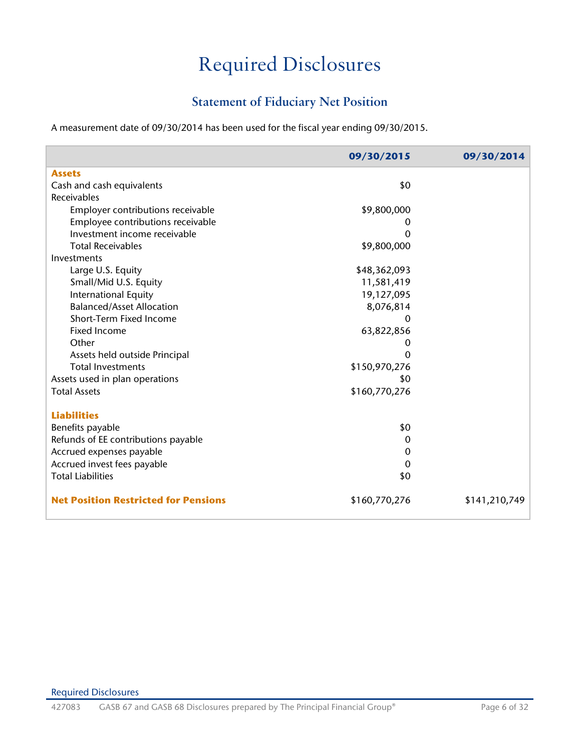# Required Disclosures

## Statement of Fiduciary Net Position

A measurement date of 09/30/2014 has been used for the fiscal year ending 09/30/2015.

| | 09/30/2015 | 09/30/2014 |
|---|---|---|
| **Assets** | | |
| Cash and cash equivalents | $0 | |
| Receivables | | |
| Employer contributions receivable | $9,800,000 | |
| Employee contributions receivable | 0 | |
| Investment income receivable | 0 | |
| Total Receivables | $9,800,000 | |
| Investments | | |
| Large U.S. Equity | $48,362,093 | |
| Small/Mid U.S. Equity | 11,581,419 | |
| International Equity | 19,127,095 | |
| Balanced/Asset Allocation | 8,076,814 | |
| Short-Term Fixed Income | 0 | |
| Fixed Income | 63,822,856 | |
| Other | 0 | |
| Assets held outside Principal | 0 | |
| Total Investments | $150,970,276 | |
| Assets used in plan operations | $0 | |
| Total Assets | $160,770,276 | |
| **Liabilities** | | |
| Benefits payable | $0 | |
| Refunds of EE contributions payable | 0 | |
| Accrued expenses payable | 0 | |
| Accrued invest fees payable | 0 | |
| Total Liabilities | $0 | |
| **Net Position Restricted for Pensions** | $160,770,276 | $141,210,749 |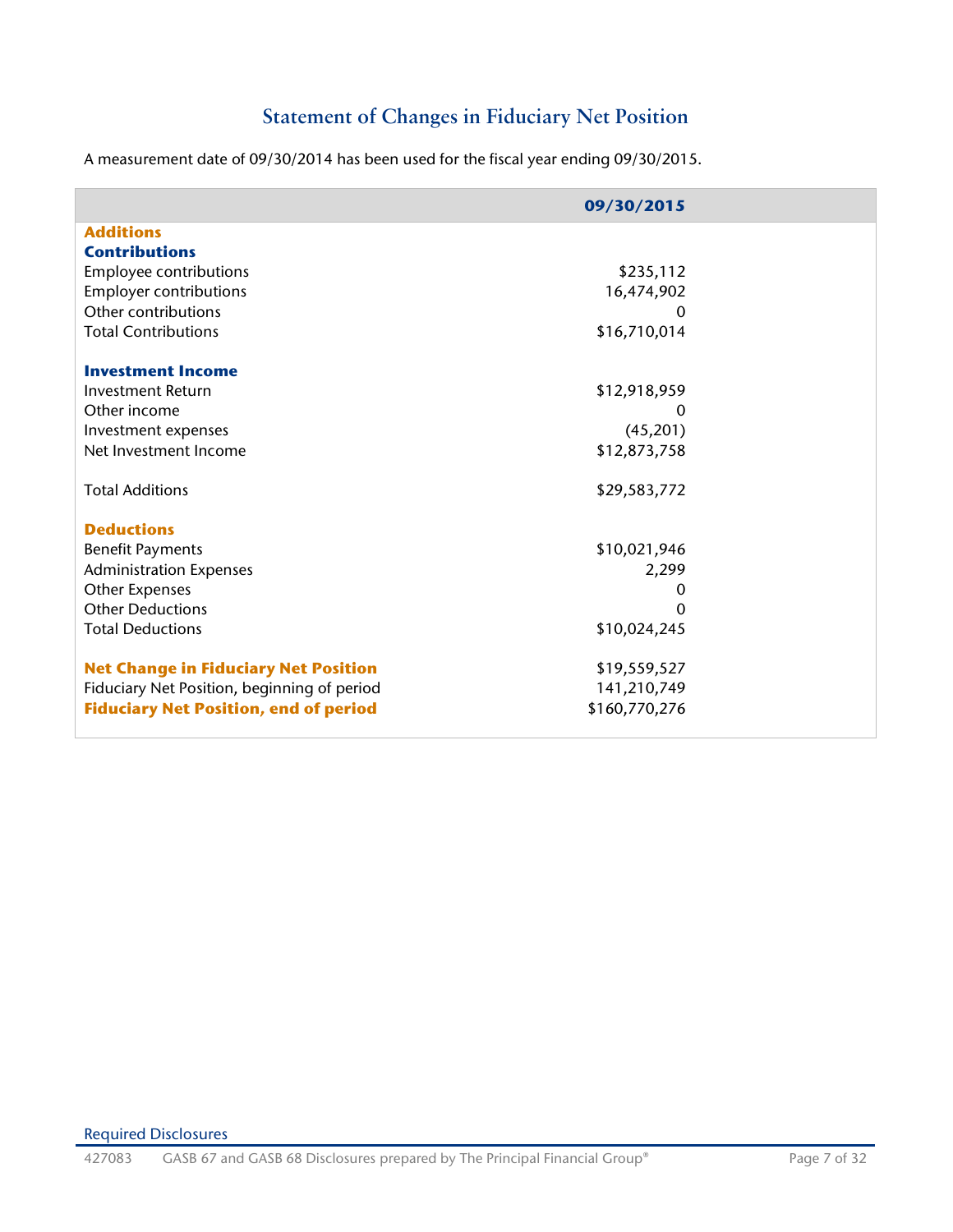# Statement of Changes in Fiduciary Net Position

A measurement date of 09/30/2014 has been used for the fiscal year ending 09/30/2015.

| | 09/30/2015 |
|---|---|
| **Additions** | |
| **Contributions** | |
| Employee contributions | $235,112 |
| Employer contributions | 16,474,902 |
| Other contributions | 0 |
| Total Contributions | $16,710,014 |
| | |
| **Investment Income** | |
| Investment Return | $12,918,959 |
| Other income | 0 |
| Investment expenses | (45,201) |
| Net Investment Income | $12,873,758 |
| | |
| Total Additions | $29,583,772 |
| | |
| **Deductions** | |
| Benefit Payments | $10,021,946 |
| Administration Expenses | 2,299 |
| Other Expenses | 0 |
| Other Deductions | 0 |
| Total Deductions | $10,024,245 |
| | |
| **Net Change in Fiduciary Net Position** | $19,559,527 |
| Fiduciary Net Position, beginning of period | 141,210,749 |
| **Fiduciary Net Position, end of period** | $160,770,276 |

Required Disclosures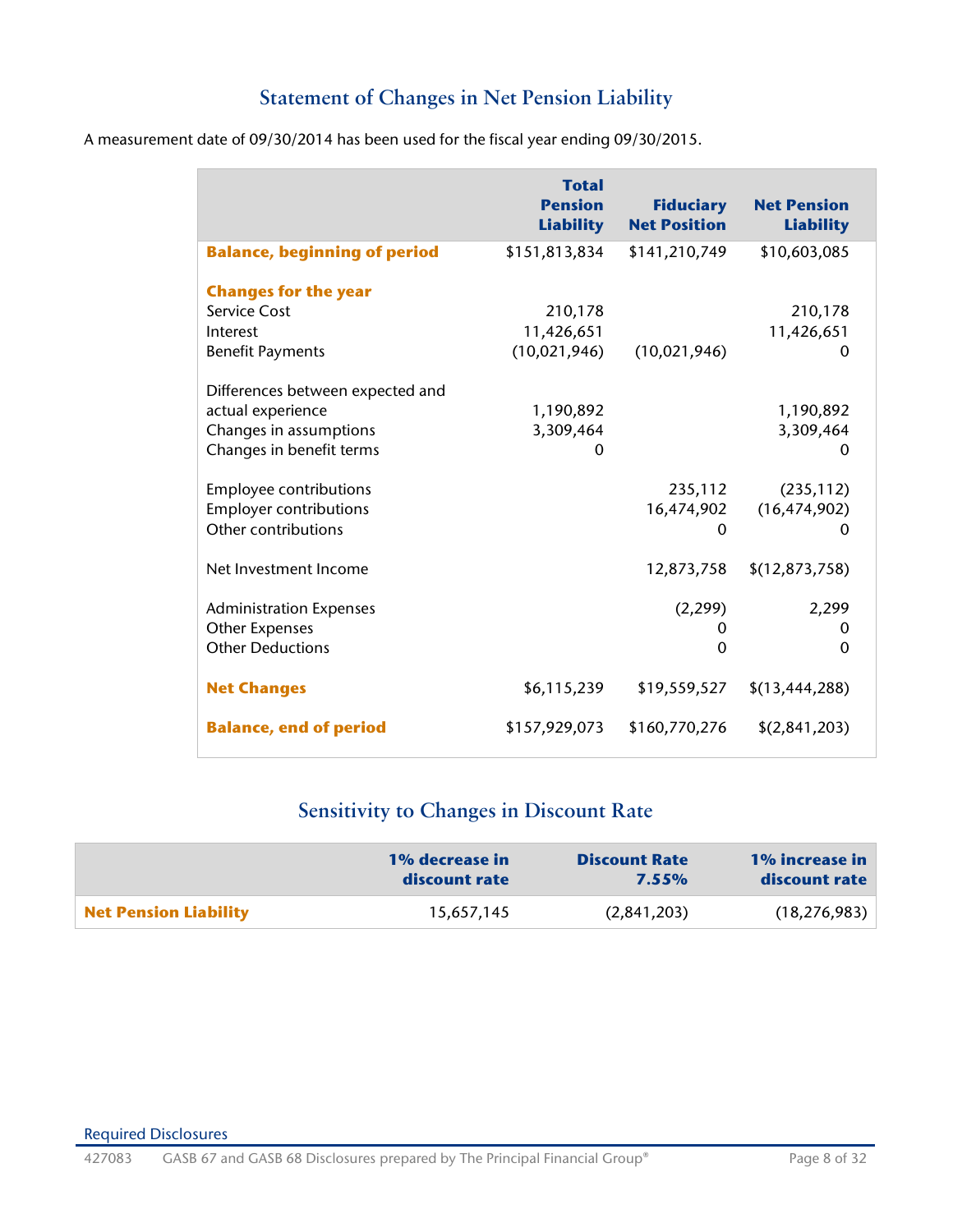## Statement of Changes in Net Pension Liability

A measurement date of 09/30/2014 has been used for the fiscal year ending 09/30/2015.

| | Total Pension Liability | Fiduciary Net Position | Net Pension Liability |
|---|---:|---:|---:|
| **Balance, beginning of period** | $151,813,834 | $141,210,749 | $10,603,085 |
| **Changes for the year** | | | |
| Service Cost | 210,178 | | 210,178 |
| Interest | 11,426,651 | | 11,426,651 |
| Benefit Payments | (10,021,946) | (10,021,946) | 0 |
| Differences between expected and actual experience | 1,190,892 | | 1,190,892 |
| Changes in assumptions | 3,309,464 | | 3,309,464 |
| Changes in benefit terms | 0 | | 0 |
| Employee contributions | | 235,112 | (235,112) |
| Employer contributions | | 16,474,902 | (16,474,902) |
| Other contributions | | 0 | 0 |
| Net Investment Income | | 12,873,758 | $(12,873,758) |
| Administration Expenses | | (2,299) | 2,299 |
| Other Expenses | | 0 | 0 |
| Other Deductions | | 0 | 0 |
| **Net Changes** | $6,115,239 | $19,559,527 | $(13,444,288) |
| **Balance, end of period** | $157,929,073 | $160,770,276 | $(2,841,203) |

## Sensitivity to Changes in Discount Rate

| | 1% decrease in discount rate | Discount Rate 7.55% | 1% increase in discount rate |
|---|---:|---:|---:|
| **Net Pension Liability** | 15,657,145 | (2,841,203) | (18,276,983) |

Required Disclosures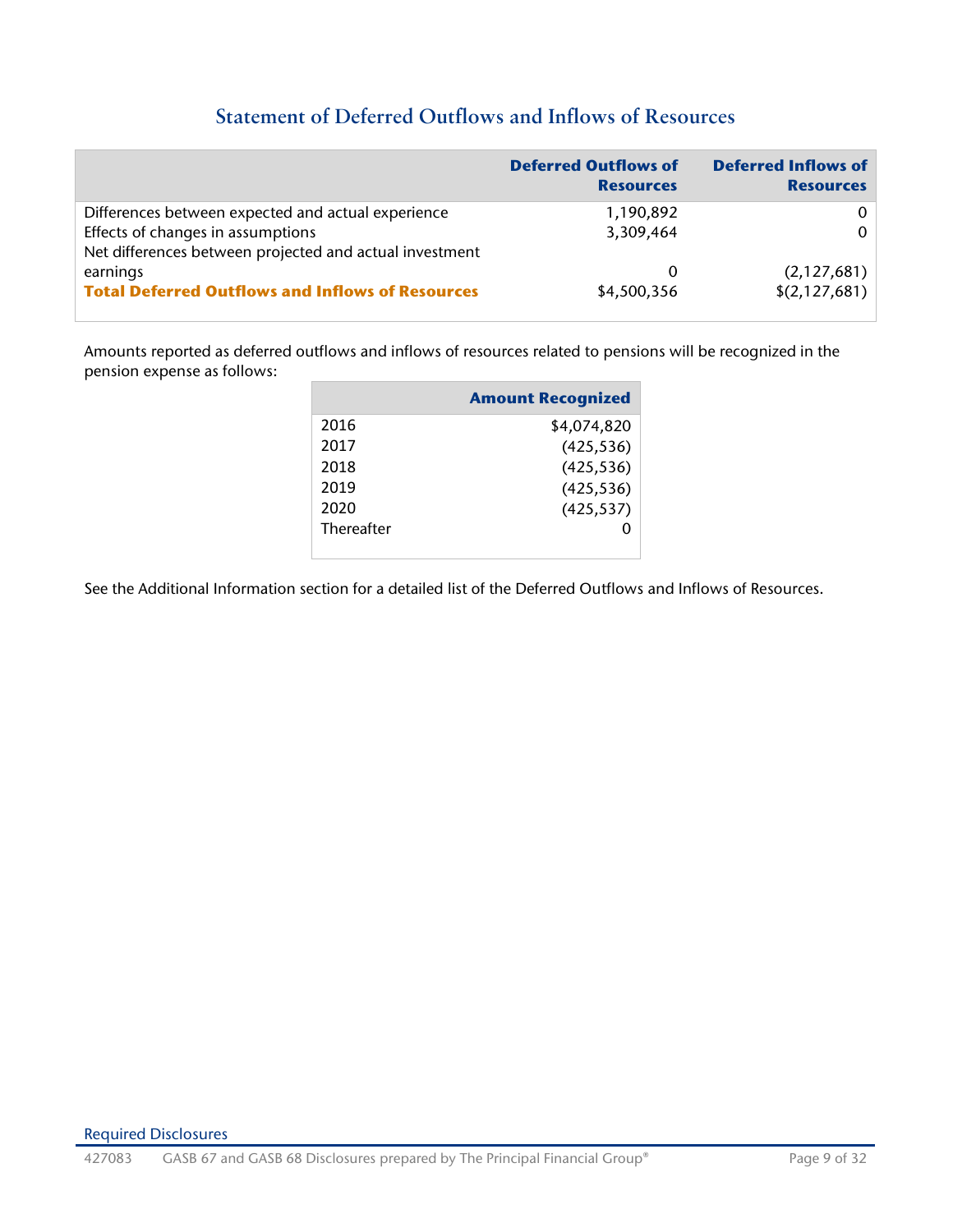## Statement of Deferred Outflows and Inflows of Resources

| | Deferred Outflows of Resources | Deferred Inflows of Resources |
|---|---:|---:|
| Differences between expected and actual experience | 1,190,892 | 0 |
| Effects of changes in assumptions | 3,309,464 | 0 |
| Net differences between projected and actual investment earnings | 0 | (2,127,681) |
| **Total Deferred Outflows and Inflows of Resources** | $4,500,356 | $(2,127,681) |

Amounts reported as deferred outflows and inflows of resources related to pensions will be recognized in the pension expense as follows:

| | Amount Recognized |
|---|---:|
| 2016 | $4,074,820 |
| 2017 | (425,536) |
| 2018 | (425,536) |
| 2019 | (425,536) |
| 2020 | (425,537) |
| Thereafter | 0 |

See the Additional Information section for a detailed list of the Deferred Outflows and Inflows of Resources.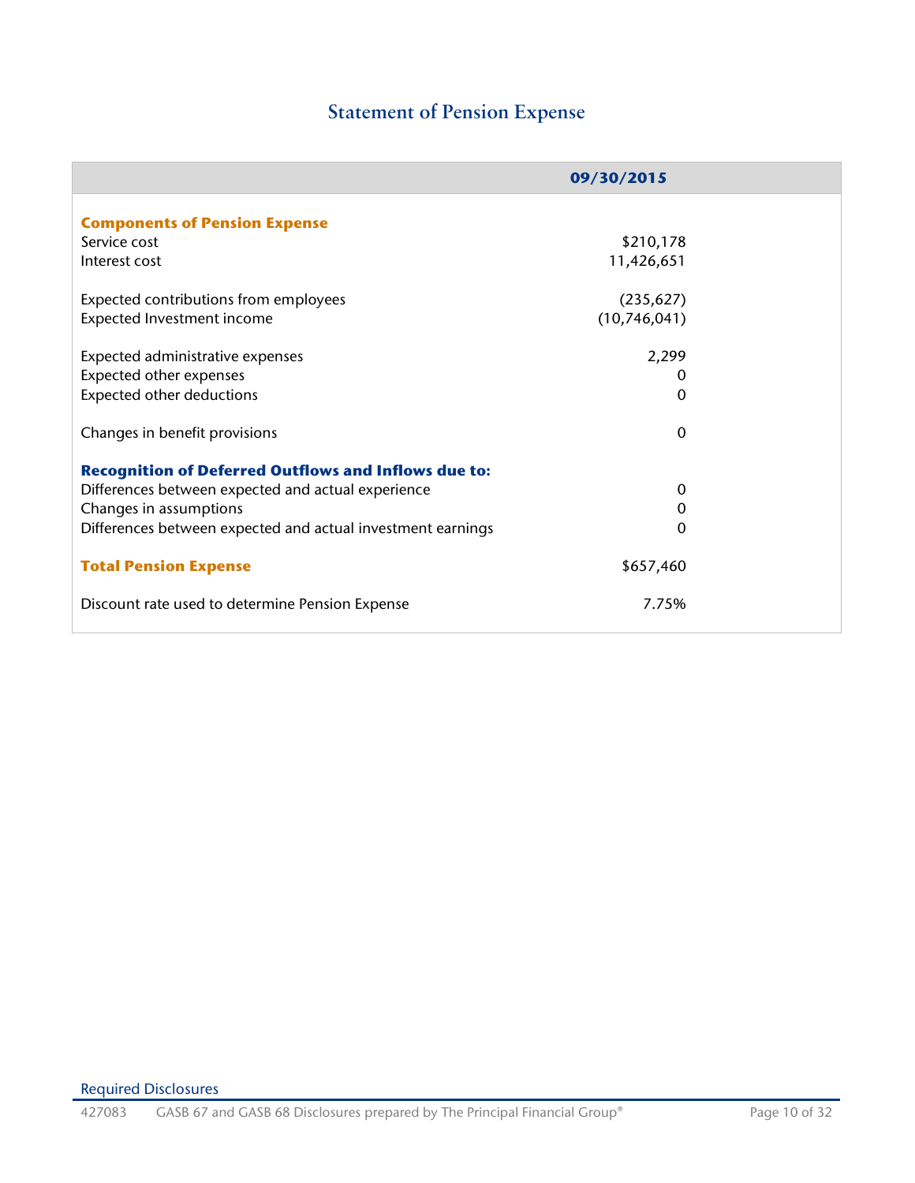# Statement of Pension Expense

| | 09/30/2015 |
|---|---|
| **Components of Pension Expense** | |
| Service cost | $210,178 |
| Interest cost | 11,426,651 |
| | |
| Expected contributions from employees | (235,627) |
| Expected Investment income | (10,746,041) |
| | |
| Expected administrative expenses | 2,299 |
| Expected other expenses | 0 |
| Expected other deductions | 0 |
| | |
| Changes in benefit provisions | 0 |
| | |
| **Recognition of Deferred Outflows and Inflows due to:** | |
| Differences between expected and actual experience | 0 |
| Changes in assumptions | 0 |
| Differences between expected and actual investment earnings | 0 |
| | |
| **Total Pension Expense** | $657,460 |
| | |
| Discount rate used to determine Pension Expense | 7.75% |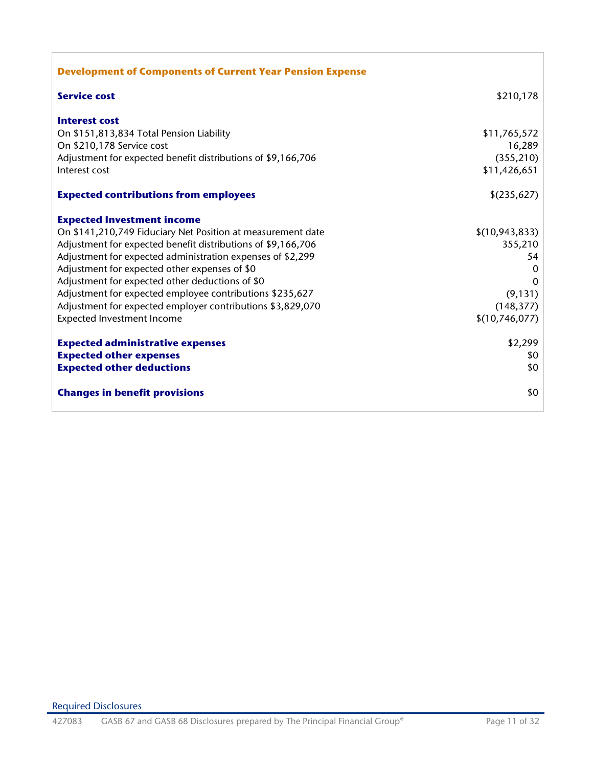## Development of Components of Current Year Pension Expense

| | |
|---|---|
| **Service cost** | $210,178 |
| | |
| **Interest cost** | |
| On $151,813,834 Total Pension Liability | $11,765,572 |
| On $210,178 Service cost | 16,289 |
| Adjustment for expected benefit distributions of $9,166,706 | (355,210) |
| Interest cost | $11,426,651 |
| | |
| **Expected contributions from employees** | $(235,627) |
| | |
| **Expected Investment income** | |
| On $141,210,749 Fiduciary Net Position at measurement date | $(10,943,833) |
| Adjustment for expected benefit distributions of $9,166,706 | 355,210 |
| Adjustment for expected administration expenses of $2,299 | 54 |
| Adjustment for expected other expenses of $0 | 0 |
| Adjustment for expected other deductions of $0 | 0 |
| Adjustment for expected employee contributions $235,627 | (9,131) |
| Adjustment for expected employer contributions $3,829,070 | (148,377) |
| Expected Investment Income | $(10,746,077) |
| | |
| **Expected administrative expenses** | $2,299 |
| **Expected other expenses** | $0 |
| **Expected other deductions** | $0 |
| | |
| **Changes in benefit provisions** | $0 |

Required Disclosures

427083 GASB 67 and GASB 68 Disclosures prepared by The Principal Financial Group®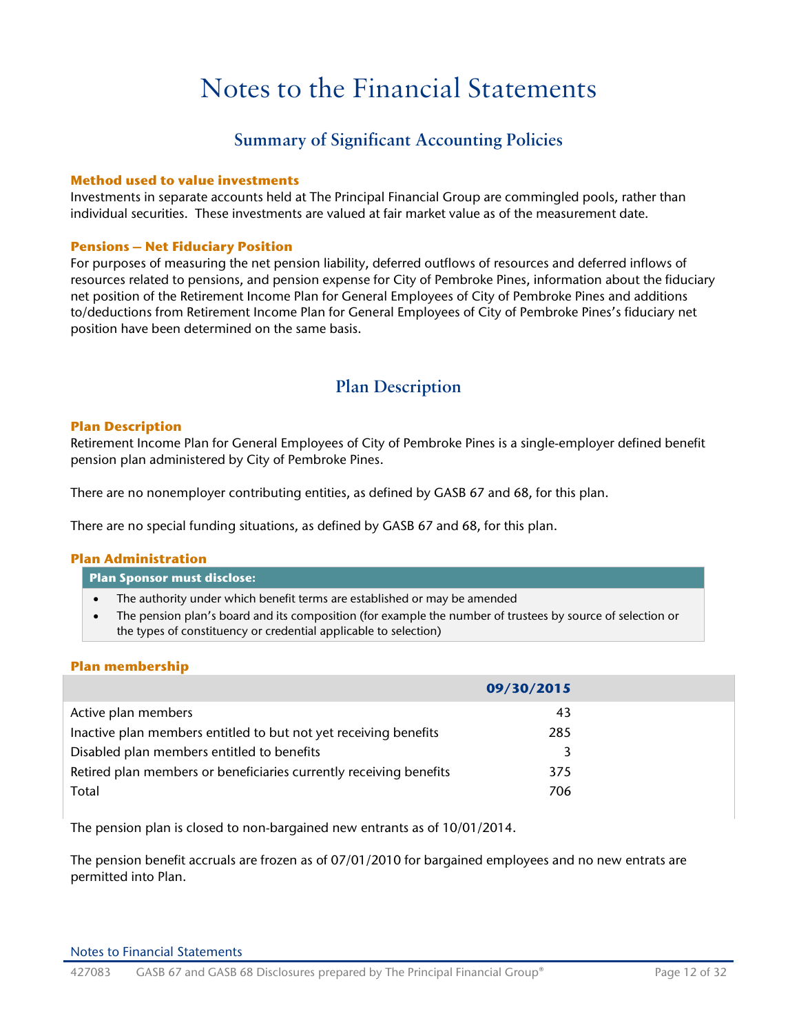# Notes to the Financial Statements

## Summary of Significant Accounting Policies

### Method used to value investments

Investments in separate accounts held at The Principal Financial Group are commingled pools, rather than individual securities. These investments are valued at fair market value as of the measurement date.

### Pensions – Net Fiduciary Position

For purposes of measuring the net pension liability, deferred outflows of resources and deferred inflows of resources related to pensions, and pension expense for City of Pembroke Pines, information about the fiduciary net position of the Retirement Income Plan for General Employees of City of Pembroke Pines and additions to/deductions from Retirement Income Plan for General Employees of City of Pembroke Pines's fiduciary net position have been determined on the same basis.

## Plan Description

### Plan Description

Retirement Income Plan for General Employees of City of Pembroke Pines is a single-employer defined benefit pension plan administered by City of Pembroke Pines.

There are no nonemployer contributing entities, as defined by GASB 67 and 68, for this plan.

There are no special funding situations, as defined by GASB 67 and 68, for this plan.

### Plan Administration

**Plan Sponsor must disclose:**

- The authority under which benefit terms are established or may be amended
- The pension plan's board and its composition (for example the number of trustees by source of selection or the types of constituency or credential applicable to selection)

### Plan membership

| | 09/30/2015 |
|---|---|
| Active plan members | 43 |
| Inactive plan members entitled to but not yet receiving benefits | 285 |
| Disabled plan members entitled to benefits | 3 |
| Retired plan members or beneficiaries currently receiving benefits | 375 |
| Total | 706 |

The pension plan is closed to non-bargained new entrants as of 10/01/2014.

The pension benefit accruals are frozen as of 07/01/2010 for bargained employees and no new entrats are permitted into Plan.

Notes to Financial Statements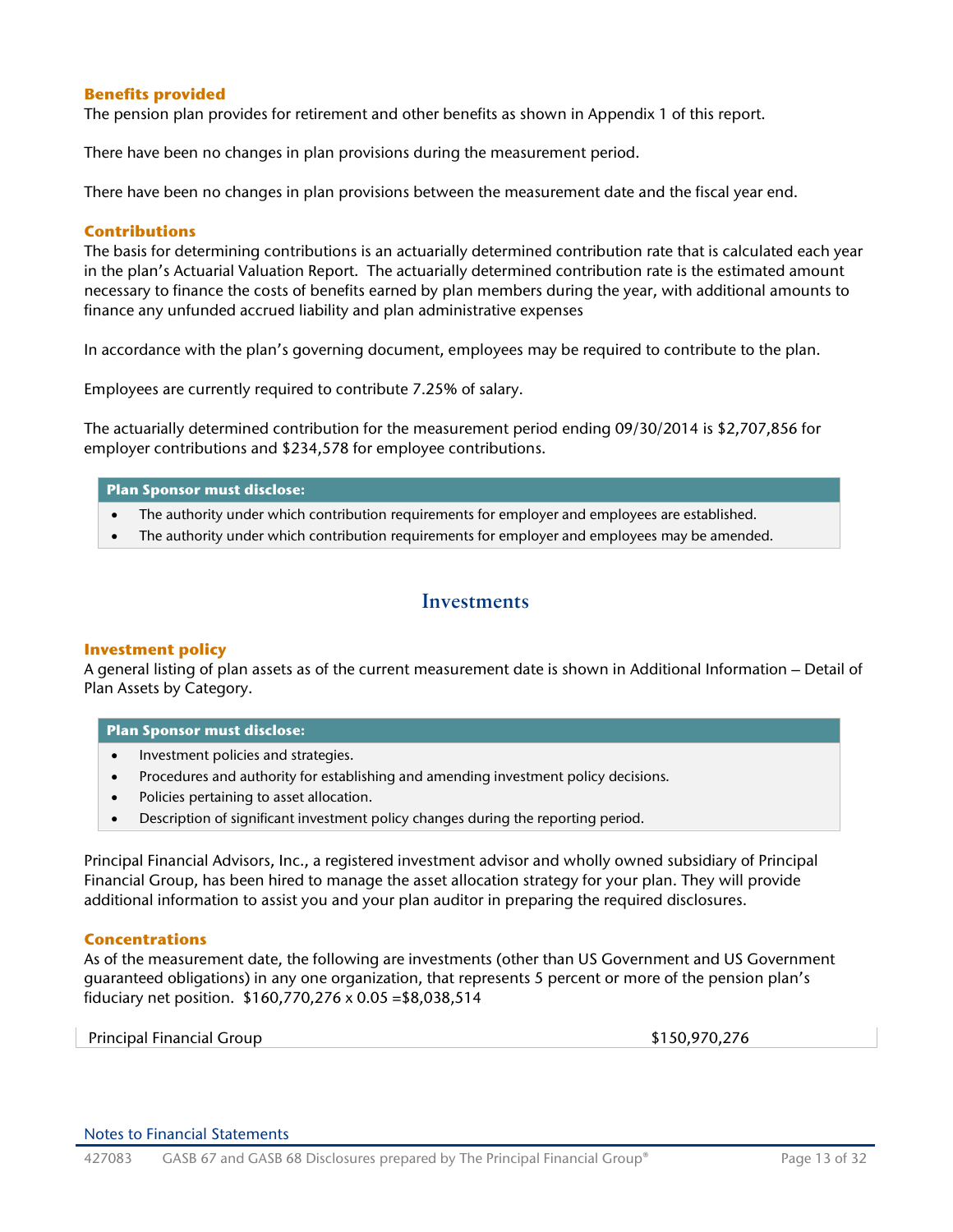### Benefits provided

The pension plan provides for retirement and other benefits as shown in Appendix 1 of this report.

There have been no changes in plan provisions during the measurement period.

There have been no changes in plan provisions between the measurement date and the fiscal year end.

### Contributions

The basis for determining contributions is an actuarially determined contribution rate that is calculated each year in the plan's Actuarial Valuation Report. The actuarially determined contribution rate is the estimated amount necessary to finance the costs of benefits earned by plan members during the year, with additional amounts to finance any unfunded accrued liability and plan administrative expenses

In accordance with the plan's governing document, employees may be required to contribute to the plan.

Employees are currently required to contribute 7.25% of salary.

The actuarially determined contribution for the measurement period ending 09/30/2014 is $2,707,856 for employer contributions and $234,578 for employee contributions.

**Plan Sponsor must disclose:**

- The authority under which contribution requirements for employer and employees are established.
- The authority under which contribution requirements for employer and employees may be amended.

## Investments

### Investment policy

A general listing of plan assets as of the current measurement date is shown in Additional Information – Detail of Plan Assets by Category.

**Plan Sponsor must disclose:**

- Investment policies and strategies.
- Procedures and authority for establishing and amending investment policy decisions.
- Policies pertaining to asset allocation.
- Description of significant investment policy changes during the reporting period.

Principal Financial Advisors, Inc., a registered investment advisor and wholly owned subsidiary of Principal Financial Group, has been hired to manage the asset allocation strategy for your plan. They will provide additional information to assist you and your plan auditor in preparing the required disclosures.

### Concentrations

As of the measurement date, the following are investments (other than US Government and US Government guaranteed obligations) in any one organization, that represents 5 percent or more of the pension plan's fiduciary net position. $160,770,276 x 0.05 =$8,038,514

| | |
|---|---|
| Principal Financial Group | $150,970,276 |

Notes to Financial Statements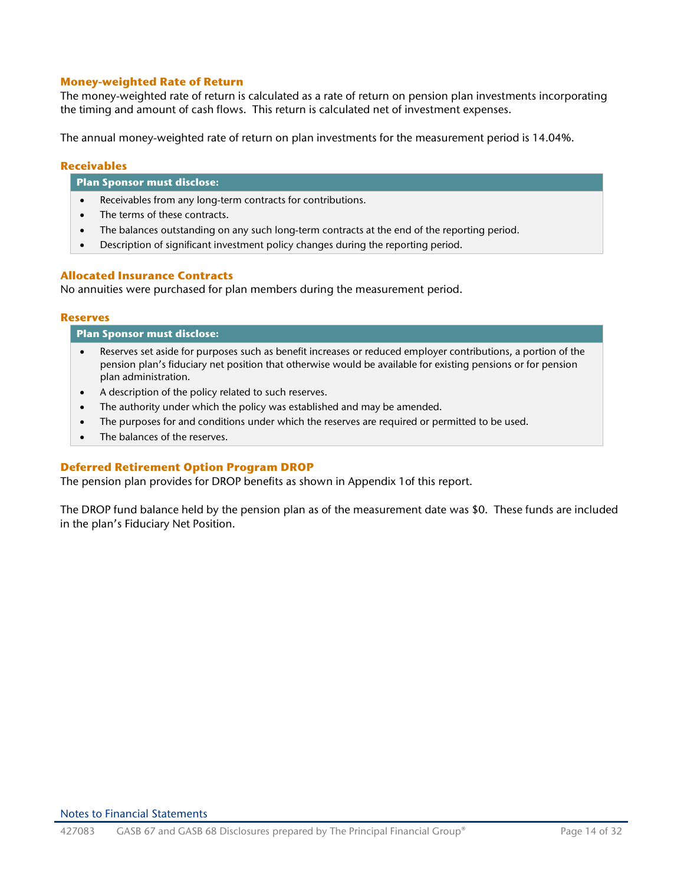### Money-weighted Rate of Return

The money-weighted rate of return is calculated as a rate of return on pension plan investments incorporating the timing and amount of cash flows. This return is calculated net of investment expenses.

The annual money-weighted rate of return on plan investments for the measurement period is 14.04%.

### Receivables

**Plan Sponsor must disclose:**

- Receivables from any long-term contracts for contributions.
- The terms of these contracts.
- The balances outstanding on any such long-term contracts at the end of the reporting period.
- Description of significant investment policy changes during the reporting period.

### Allocated Insurance Contracts

No annuities were purchased for plan members during the measurement period.

### Reserves

**Plan Sponsor must disclose:**

- Reserves set aside for purposes such as benefit increases or reduced employer contributions, a portion of the pension plan's fiduciary net position that otherwise would be available for existing pensions or for pension plan administration.
- A description of the policy related to such reserves.
- The authority under which the policy was established and may be amended.
- The purposes for and conditions under which the reserves are required or permitted to be used.
- The balances of the reserves.

### Deferred Retirement Option Program DROP

The pension plan provides for DROP benefits as shown in Appendix 1of this report.

The DROP fund balance held by the pension plan as of the measurement date was $0. These funds are included in the plan's Fiduciary Net Position.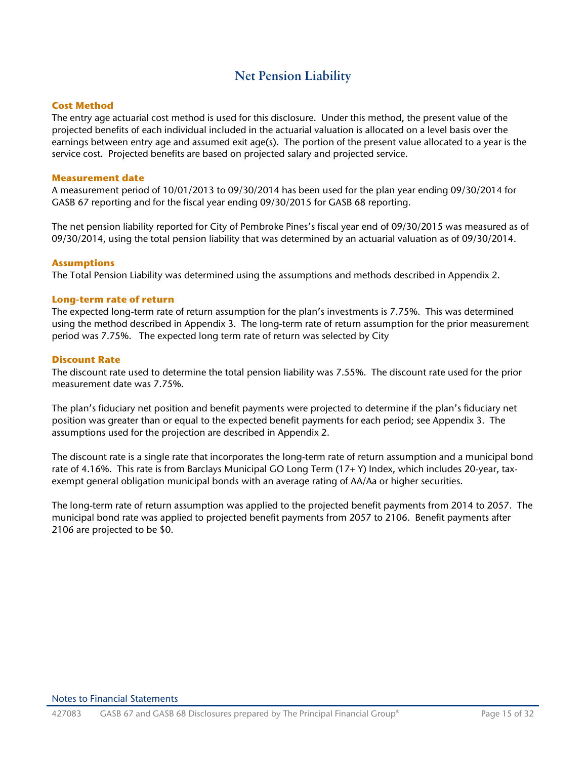# Net Pension Liability

### Cost Method

The entry age actuarial cost method is used for this disclosure. Under this method, the present value of the projected benefits of each individual included in the actuarial valuation is allocated on a level basis over the earnings between entry age and assumed exit age(s). The portion of the present value allocated to a year is the service cost. Projected benefits are based on projected salary and projected service.

### Measurement date

A measurement period of 10/01/2013 to 09/30/2014 has been used for the plan year ending 09/30/2014 for GASB 67 reporting and for the fiscal year ending 09/30/2015 for GASB 68 reporting.

The net pension liability reported for City of Pembroke Pines's fiscal year end of 09/30/2015 was measured as of 09/30/2014, using the total pension liability that was determined by an actuarial valuation as of 09/30/2014.

### Assumptions

The Total Pension Liability was determined using the assumptions and methods described in Appendix 2.

### Long-term rate of return

The expected long-term rate of return assumption for the plan's investments is 7.75%. This was determined using the method described in Appendix 3. The long-term rate of return assumption for the prior measurement period was 7.75%. The expected long term rate of return was selected by City

### Discount Rate

The discount rate used to determine the total pension liability was 7.55%. The discount rate used for the prior measurement date was 7.75%.

The plan's fiduciary net position and benefit payments were projected to determine if the plan's fiduciary net position was greater than or equal to the expected benefit payments for each period; see Appendix 3. The assumptions used for the projection are described in Appendix 2.

The discount rate is a single rate that incorporates the long-term rate of return assumption and a municipal bond rate of 4.16%. This rate is from Barclays Municipal GO Long Term (17+ Y) Index, which includes 20-year, tax-exempt general obligation municipal bonds with an average rating of AA/Aa or higher securities.

The long-term rate of return assumption was applied to the projected benefit payments from 2014 to 2057. The municipal bond rate was applied to projected benefit payments from 2057 to 2106. Benefit payments after 2106 are projected to be $0.

Notes to Financial Statements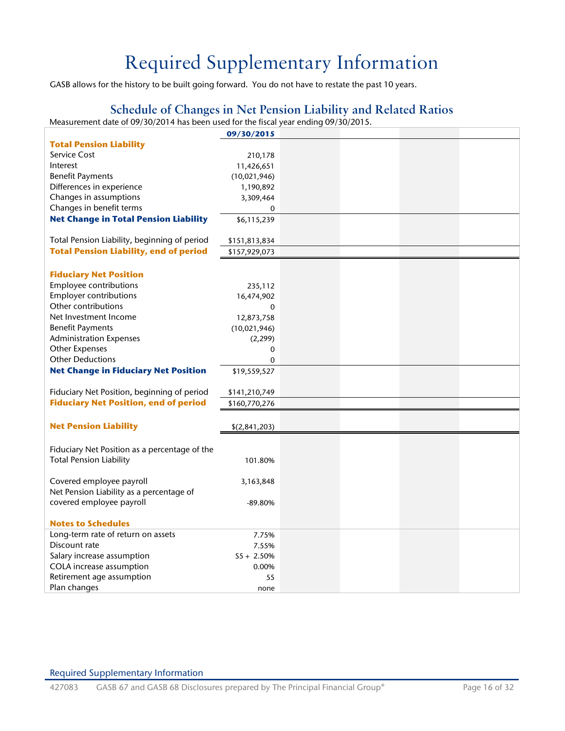# Required Supplementary Information

GASB allows for the history to be built going forward. You do not have to restate the past 10 years.

## Schedule of Changes in Net Pension Liability and Related Ratios

Measurement date of 09/30/2014 has been used for the fiscal year ending 09/30/2015.

| | 09/30/2015 | | | | |
|---|---|---|---|---|---|
| **Total Pension Liability** | | | | | |
| Service Cost | 210,178 | | | | |
| Interest | 11,426,651 | | | | |
| Benefit Payments | (10,021,946) | | | | |
| Differences in experience | 1,190,892 | | | | |
| Changes in assumptions | 3,309,464 | | | | |
| Changes in benefit terms | 0 | | | | |
| **Net Change in Total Pension Liability** | $6,115,239 | | | | |
| | | | | | |
| Total Pension Liability, beginning of period | $151,813,834 | | | | |
| **Total Pension Liability, end of period** | $157,929,073 | | | | |
| | | | | | |
| **Fiduciary Net Position** | | | | | |
| Employee contributions | 235,112 | | | | |
| Employer contributions | 16,474,902 | | | | |
| Other contributions | 0 | | | | |
| Net Investment Income | 12,873,758 | | | | |
| Benefit Payments | (10,021,946) | | | | |
| Administration Expenses | (2,299) | | | | |
| Other Expenses | 0 | | | | |
| Other Deductions | 0 | | | | |
| **Net Change in Fiduciary Net Position** | $19,559,527 | | | | |
| | | | | | |
| Fiduciary Net Position, beginning of period | $141,210,749 | | | | |
| **Fiduciary Net Position, end of period** | $160,770,276 | | | | |
| | | | | | |
| **Net Pension Liability** | $(2,841,203) | | | | |
| | | | | | |
| Fiduciary Net Position as a percentage of the Total Pension Liability | 101.80% | | | | |
| | | | | | |
| Covered employee payroll | 3,163,848 | | | | |
| Net Pension Liability as a percentage of covered employee payroll | -89.80% | | | | |
| | | | | | |
| **Notes to Schedules** | | | | | |
| Long-term rate of return on assets | 7.75% | | | | |
| Discount rate | 7.55% | | | | |
| Salary increase assumption | S5 + 2.50% | | | | |
| COLA increase assumption | 0.00% | | | | |
| Retirement age assumption | 55 | | | | |
| Plan changes | none | | | | |

Required Supplementary Information

427083 GASB 67 and GASB 68 Disclosures prepared by The Principal Financial Group®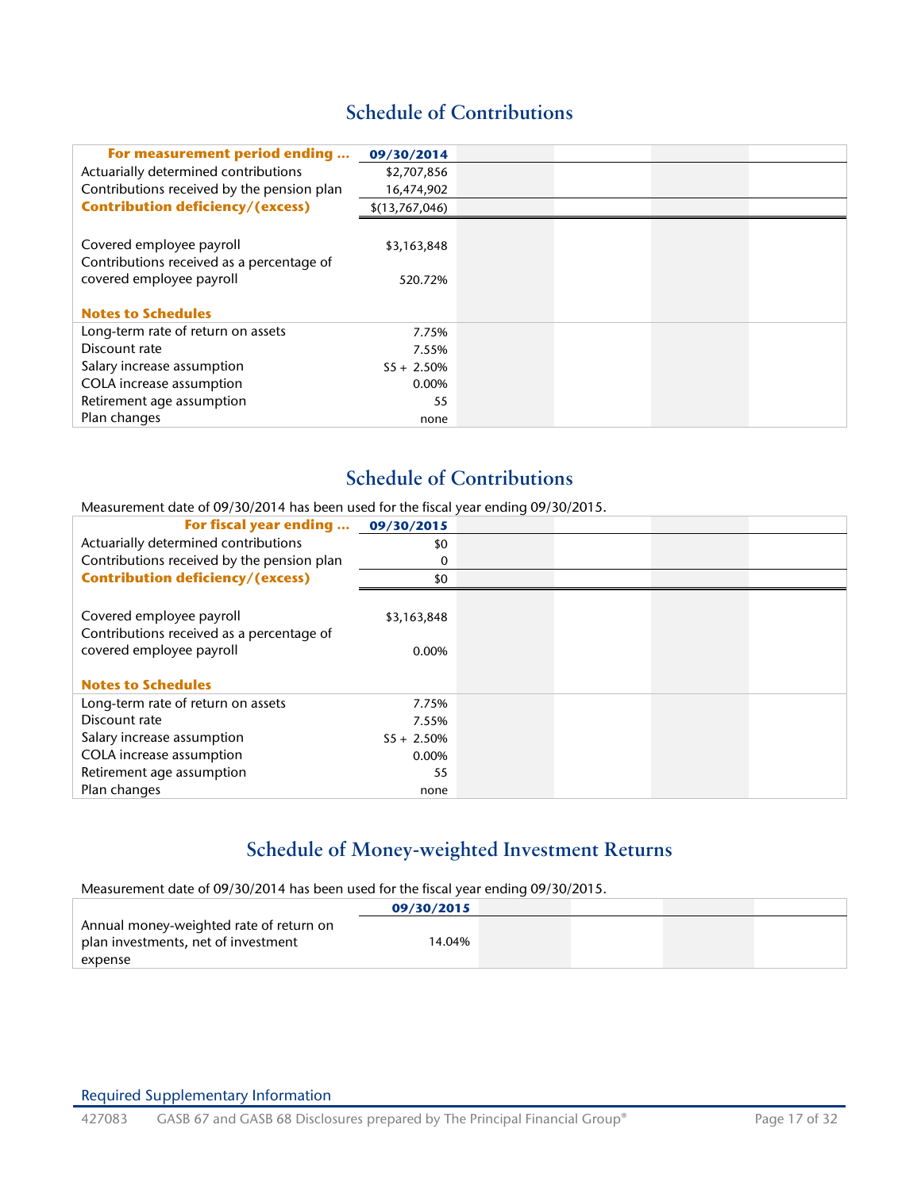## Schedule of Contributions

| For measurement period ending ... | 09/30/2014 | | | |
|---|---|---|---|---|
| Actuarially determined contributions | $2,707,856 | | | |
| Contributions received by the pension plan | 16,474,902 | | | |
| **Contribution deficiency/(excess)** | $(13,767,046) | | | |
| | | | | |
| Covered employee payroll | $3,163,848 | | | |
| Contributions received as a percentage of covered employee payroll | 520.72% | | | |
| **Notes to Schedules** | | | | |
| Long-term rate of return on assets | 7.75% | | | |
| Discount rate | 7.55% | | | |
| Salary increase assumption | S5 + 2.50% | | | |
| COLA increase assumption | 0.00% | | | |
| Retirement age assumption | 55 | | | |
| Plan changes | none | | | |

## Schedule of Contributions

Measurement date of 09/30/2014 has been used for the fiscal year ending 09/30/2015.

| For fiscal year ending ... | 09/30/2015 | | | |
|---|---|---|---|---|
| Actuarially determined contributions | $0 | | | |
| Contributions received by the pension plan | 0 | | | |
| **Contribution deficiency/(excess)** | $0 | | | |
| | | | | |
| Covered employee payroll | $3,163,848 | | | |
| Contributions received as a percentage of covered employee payroll | 0.00% | | | |
| **Notes to Schedules** | | | | |
| Long-term rate of return on assets | 7.75% | | | |
| Discount rate | 7.55% | | | |
| Salary increase assumption | S5 + 2.50% | | | |
| COLA increase assumption | 0.00% | | | |
| Retirement age assumption | 55 | | | |
| Plan changes | none | | | |

## Schedule of Money-weighted Investment Returns

Measurement date of 09/30/2014 has been used for the fiscal year ending 09/30/2015.

| | 09/30/2015 | | | |
|---|---|---|---|---|
| Annual money-weighted rate of return on plan investments, net of investment expense | 14.04% | | | |

Required Supplementary Information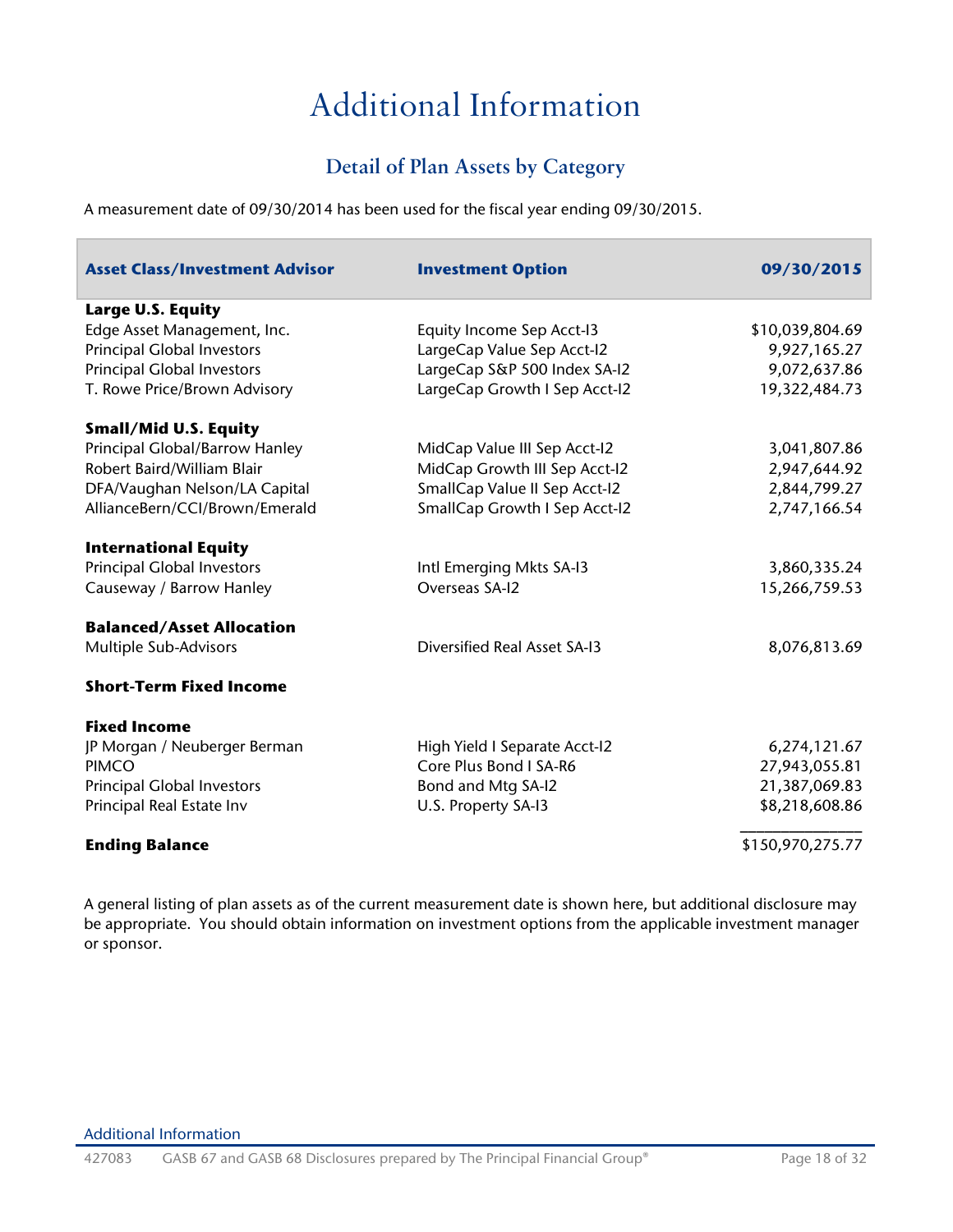# Additional Information

## Detail of Plan Assets by Category

A measurement date of 09/30/2014 has been used for the fiscal year ending 09/30/2015.

| Asset Class/Investment Advisor | Investment Option | 09/30/2015 |
|---|---|---|
| **Large U.S. Equity** | | |
| Edge Asset Management, Inc. | Equity Income Sep Acct-I3 | $10,039,804.69 |
| Principal Global Investors | LargeCap Value Sep Acct-I2 | 9,927,165.27 |
| Principal Global Investors | LargeCap S&P 500 Index SA-I2 | 9,072,637.86 |
| T. Rowe Price/Brown Advisory | LargeCap Growth I Sep Acct-I2 | 19,322,484.73 |
| **Small/Mid U.S. Equity** | | |
| Principal Global/Barrow Hanley | MidCap Value III Sep Acct-I2 | 3,041,807.86 |
| Robert Baird/William Blair | MidCap Growth III Sep Acct-I2 | 2,947,644.92 |
| DFA/Vaughan Nelson/LA Capital | SmallCap Value II Sep Acct-I2 | 2,844,799.27 |
| AllianceBern/CCI/Brown/Emerald | SmallCap Growth I Sep Acct-I2 | 2,747,166.54 |
| **International Equity** | | |
| Principal Global Investors | Intl Emerging Mkts SA-I3 | 3,860,335.24 |
| Causeway / Barrow Hanley | Overseas SA-I2 | 15,266,759.53 |
| **Balanced/Asset Allocation** | | |
| Multiple Sub-Advisors | Diversified Real Asset SA-I3 | 8,076,813.69 |
| **Short-Term Fixed Income** | | |
| **Fixed Income** | | |
| JP Morgan / Neuberger Berman | High Yield I Separate Acct-I2 | 6,274,121.67 |
| PIMCO | Core Plus Bond I SA-R6 | 27,943,055.81 |
| Principal Global Investors | Bond and Mtg SA-I2 | 21,387,069.83 |
| Principal Real Estate Inv | U.S. Property SA-I3 | $8,218,608.86 |
| **Ending Balance** | | $150,970,275.77 |

A general listing of plan assets as of the current measurement date is shown here, but additional disclosure may be appropriate. You should obtain information on investment options from the applicable investment manager or sponsor.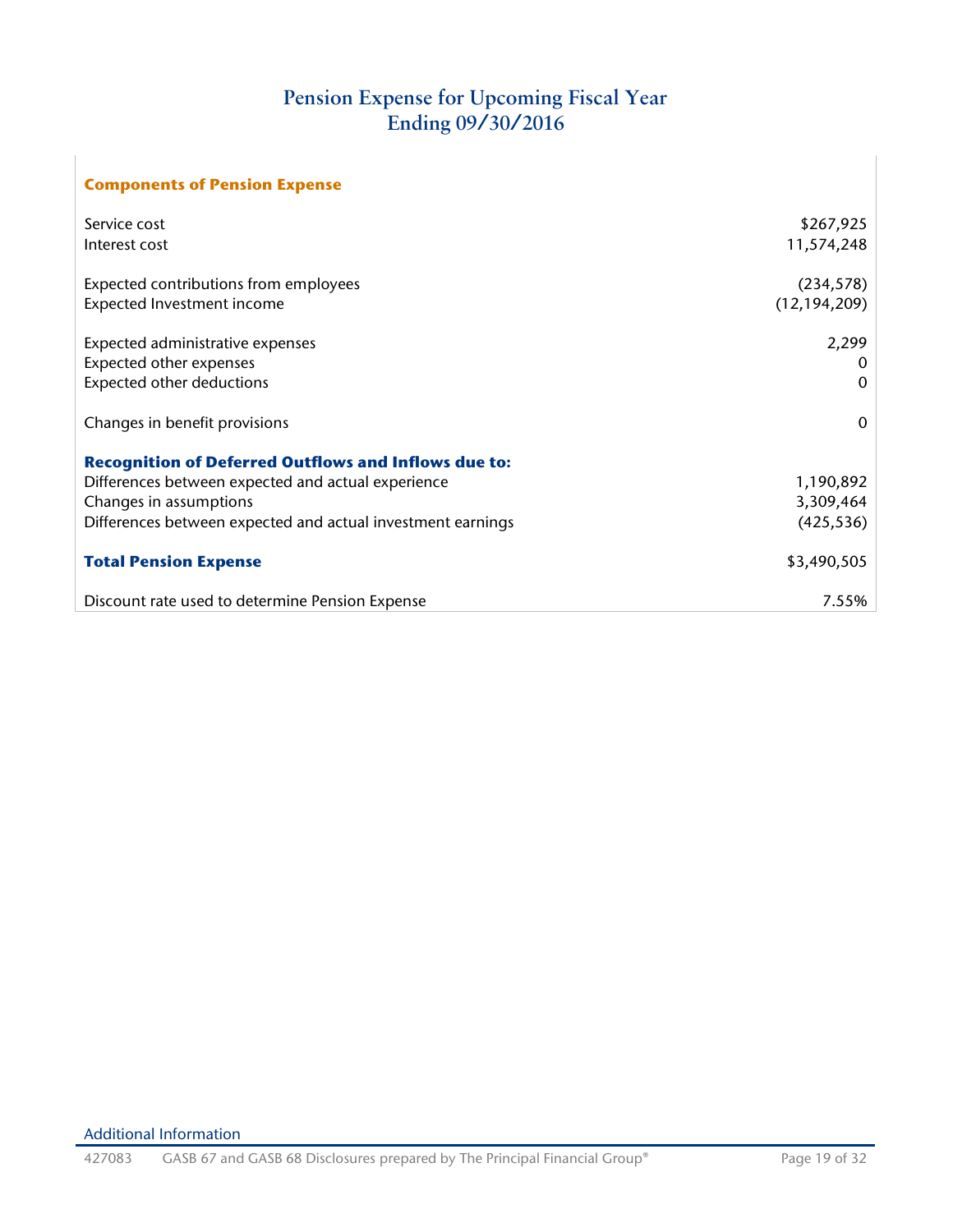# Pension Expense for Upcoming Fiscal Year Ending 09/30/2016

| **Components of Pension Expense** | |
|---|---|
| Service cost | $267,925 |
| Interest cost | 11,574,248 |
| | |
| Expected contributions from employees | (234,578) |
| Expected Investment income | (12,194,209) |
| | |
| Expected administrative expenses | 2,299 |
| Expected other expenses | 0 |
| Expected other deductions | 0 |
| | |
| Changes in benefit provisions | 0 |
| | |
| **Recognition of Deferred Outflows and Inflows due to:** | |
| Differences between expected and actual experience | 1,190,892 |
| Changes in assumptions | 3,309,464 |
| Differences between expected and actual investment earnings | (425,536) |
| | |
| **Total Pension Expense** | $3,490,505 |
| | |
| Discount rate used to determine Pension Expense | 7.55% |

Additional Information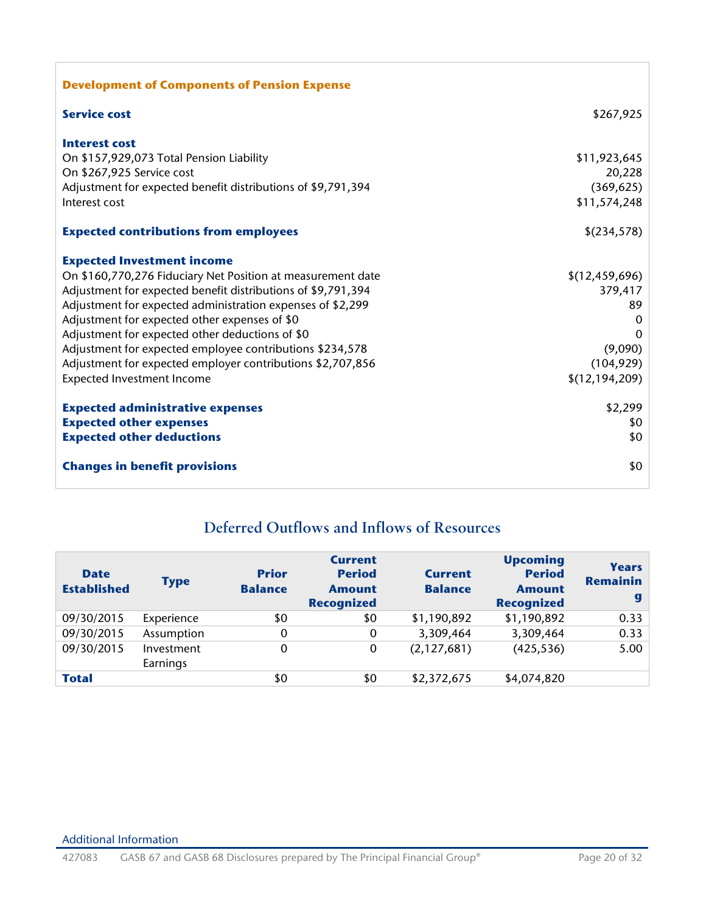### Development of Components of Pension Expense

| | |
|---|---|
| **Service cost** | $267,925 |
| | |
| **Interest cost** | |
| On $157,929,073 Total Pension Liability | $11,923,645 |
| On $267,925 Service cost | 20,228 |
| Adjustment for expected benefit distributions of $9,791,394 | (369,625) |
| Interest cost | $11,574,248 |
| | |
| **Expected contributions from employees** | $(234,578) |
| | |
| **Expected Investment income** | |
| On $160,770,276 Fiduciary Net Position at measurement date | $(12,459,696) |
| Adjustment for expected benefit distributions of $9,791,394 | 379,417 |
| Adjustment for expected administration expenses of $2,299 | 89 |
| Adjustment for expected other expenses of $0 | 0 |
| Adjustment for expected other deductions of $0 | 0 |
| Adjustment for expected employee contributions $234,578 | (9,090) |
| Adjustment for expected employer contributions $2,707,856 | (104,929) |
| Expected Investment Income | $(12,194,209) |
| | |
| **Expected administrative expenses** | $2,299 |
| **Expected other expenses** | $0 |
| **Expected other deductions** | $0 |
| | |
| **Changes in benefit provisions** | $0 |

## Deferred Outflows and Inflows of Resources

| Date Established | Type | Prior Balance | Current Period Amount Recognized | Current Balance | Upcoming Period Amount Recognized | Years Remaining |
|---|---|---|---|---|---|---|
| 09/30/2015 | Experience | $0 | $0 | $1,190,892 | $1,190,892 | 0.33 |
| 09/30/2015 | Assumption | 0 | 0 | 3,309,464 | 3,309,464 | 0.33 |
| 09/30/2015 | Investment Earnings | 0 | 0 | (2,127,681) | (425,536) | 5.00 |
| **Total** | | $0 | $0 | $2,372,675 | $4,074,820 | |

Additional Information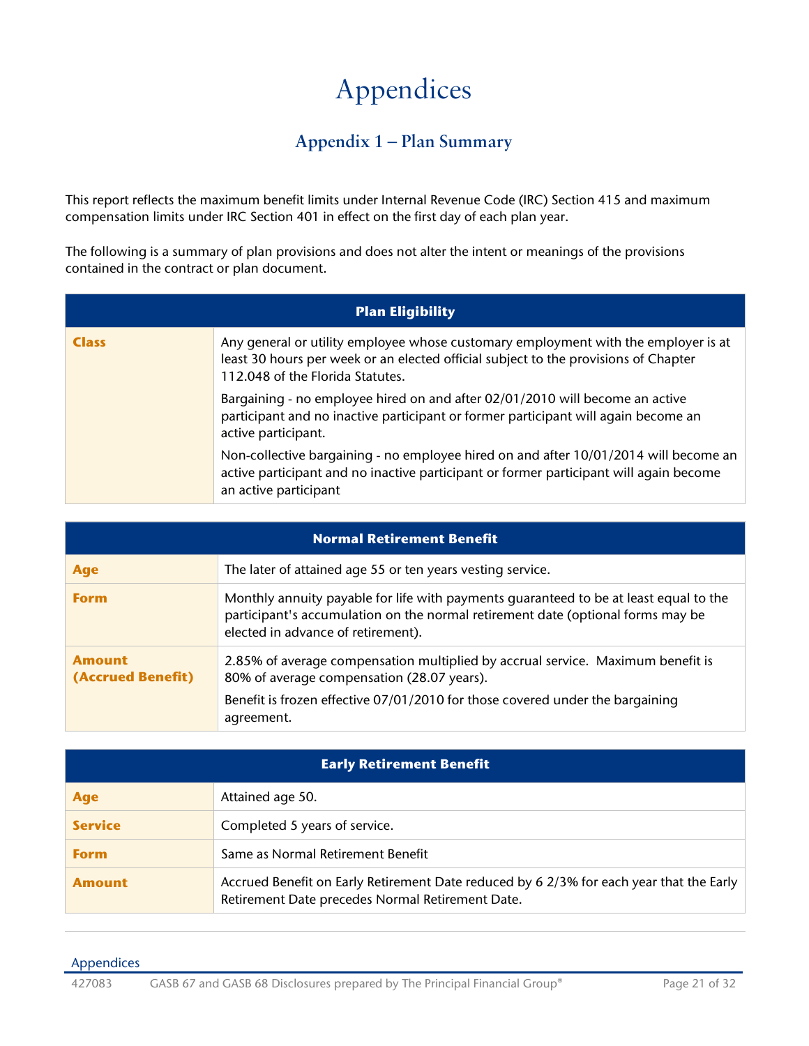# Appendices

## Appendix 1 – Plan Summary

This report reflects the maximum benefit limits under Internal Revenue Code (IRC) Section 415 and maximum compensation limits under IRC Section 401 in effect on the first day of each plan year.

The following is a summary of plan provisions and does not alter the intent or meanings of the provisions contained in the contract or plan document.

| Plan Eligibility | |
|---|---|
| **Class** | Any general or utility employee whose customary employment with the employer is at least 30 hours per week or an elected official subject to the provisions of Chapter 112.048 of the Florida Statutes.<br><br>Bargaining - no employee hired on and after 02/01/2010 will become an active participant and no inactive participant or former participant will again become an active participant.<br><br>Non-collective bargaining - no employee hired on and after 10/01/2014 will become an active participant and no inactive participant or former participant will again become an active participant |

| Normal Retirement Benefit | |
|---|---|
| **Age** | The later of attained age 55 or ten years vesting service. |
| **Form** | Monthly annuity payable for life with payments guaranteed to be at least equal to the participant's accumulation on the normal retirement date (optional forms may be elected in advance of retirement). |
| **Amount (Accrued Benefit)** | 2.85% of average compensation multiplied by accrual service. Maximum benefit is 80% of average compensation (28.07 years).<br><br>Benefit is frozen effective 07/01/2010 for those covered under the bargaining agreement. |

| Early Retirement Benefit | |
|---|---|
| **Age** | Attained age 50. |
| **Service** | Completed 5 years of service. |
| **Form** | Same as Normal Retirement Benefit |
| **Amount** | Accrued Benefit on Early Retirement Date reduced by 6 2/3% for each year that the Early Retirement Date precedes Normal Retirement Date. |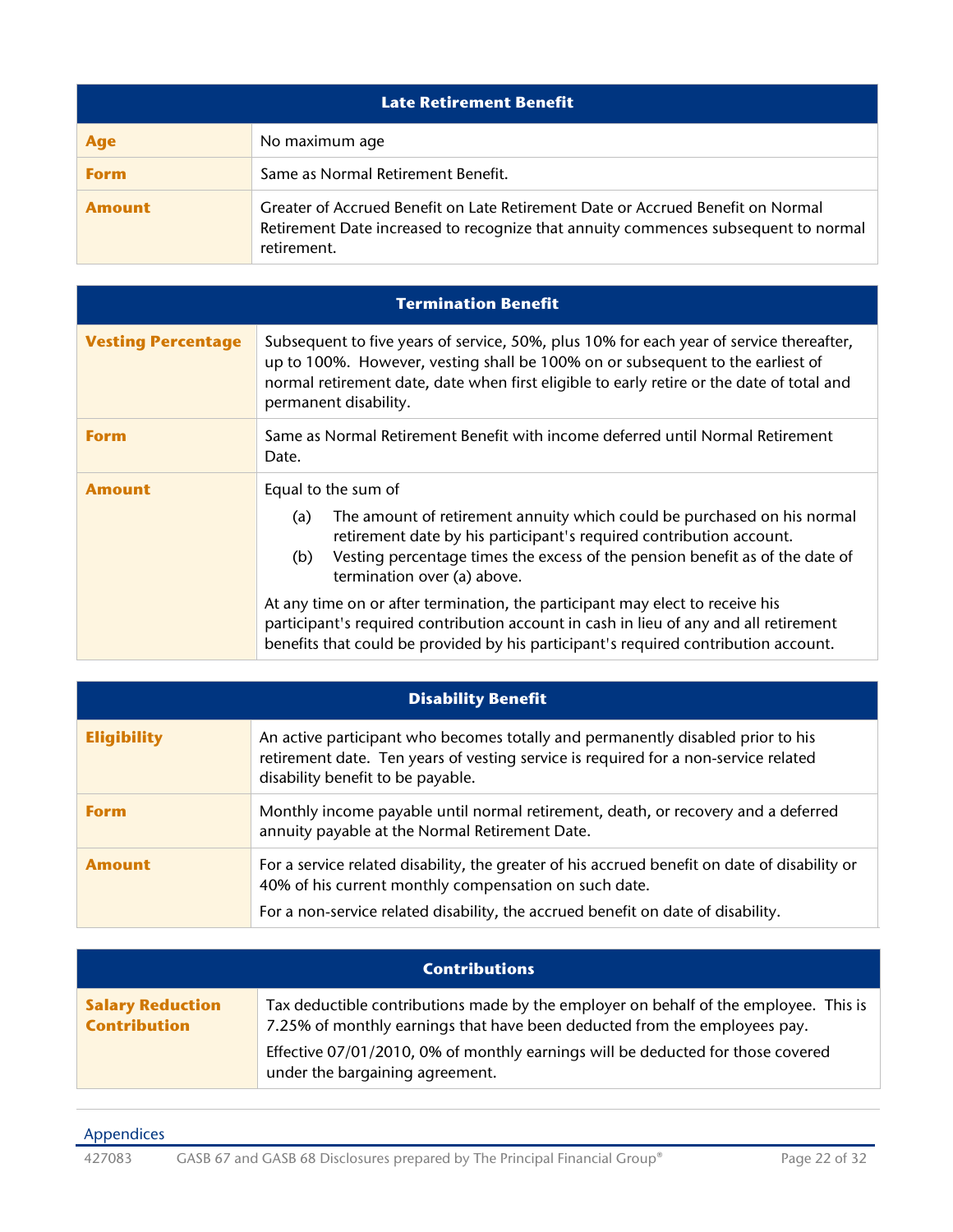| Late Retirement Benefit | |
|---|---|
| **Age** | No maximum age |
| **Form** | Same as Normal Retirement Benefit. |
| **Amount** | Greater of Accrued Benefit on Late Retirement Date or Accrued Benefit on Normal Retirement Date increased to recognize that annuity commences subsequent to normal retirement. |

| Termination Benefit | |
|---|---|
| **Vesting Percentage** | Subsequent to five years of service, 50%, plus 10% for each year of service thereafter, up to 100%. However, vesting shall be 100% on or subsequent to the earliest of normal retirement date, date when first eligible to early retire or the date of total and permanent disability. |
| **Form** | Same as Normal Retirement Benefit with income deferred until Normal Retirement Date. |
| **Amount** | Equal to the sum of<br>(a) The amount of retirement annuity which could be purchased on his normal retirement date by his participant's required contribution account.<br>(b) Vesting percentage times the excess of the pension benefit as of the date of termination over (a) above.<br>At any time on or after termination, the participant may elect to receive his participant's required contribution account in cash in lieu of any and all retirement benefits that could be provided by his participant's required contribution account. |

| Disability Benefit | |
|---|---|
| **Eligibility** | An active participant who becomes totally and permanently disabled prior to his retirement date. Ten years of vesting service is required for a non-service related disability benefit to be payable. |
| **Form** | Monthly income payable until normal retirement, death, or recovery and a deferred annuity payable at the Normal Retirement Date. |
| **Amount** | For a service related disability, the greater of his accrued benefit on date of disability or 40% of his current monthly compensation on such date.<br>For a non-service related disability, the accrued benefit on date of disability. |

| Contributions | |
|---|---|
| **Salary Reduction Contribution** | Tax deductible contributions made by the employer on behalf of the employee. This is 7.25% of monthly earnings that have been deducted from the employees pay.<br>Effective 07/01/2010, 0% of monthly earnings will be deducted for those covered under the bargaining agreement. |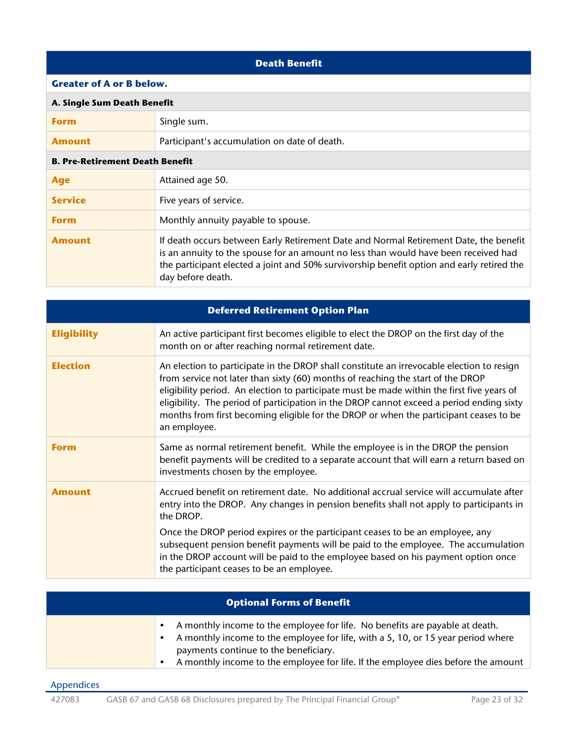| Death Benefit | |
|---|---|
| **Greater of A or B below.** | |
| **A. Single Sum Death Benefit** | |
| **Form** | Single sum. |
| **Amount** | Participant's accumulation on date of death. |
| **B. Pre-Retirement Death Benefit** | |
| **Age** | Attained age 50. |
| **Service** | Five years of service. |
| **Form** | Monthly annuity payable to spouse. |
| **Amount** | If death occurs between Early Retirement Date and Normal Retirement Date, the benefit is an annuity to the spouse for an amount no less than would have been received had the participant elected a joint and 50% survivorship benefit option and early retired the day before death. |

| Deferred Retirement Option Plan | |
|---|---|
| **Eligibility** | An active participant first becomes eligible to elect the DROP on the first day of the month on or after reaching normal retirement date. |
| **Election** | An election to participate in the DROP shall constitute an irrevocable election to resign from service not later than sixty (60) months of reaching the start of the DROP eligibility period. An election to participate must be made within the first five years of eligibility. The period of participation in the DROP cannot exceed a period ending sixty months from first becoming eligible for the DROP or when the participant ceases to be an employee. |
| **Form** | Same as normal retirement benefit. While the employee is in the DROP the pension benefit payments will be credited to a separate account that will earn a return based on investments chosen by the employee. |
| **Amount** | Accrued benefit on retirement date. No additional accrual service will accumulate after entry into the DROP. Any changes in pension benefits shall not apply to participants in the DROP.<br><br>Once the DROP period expires or the participant ceases to be an employee, any subsequent pension benefit payments will be paid to the employee. The accumulation in the DROP account will be paid to the employee based on his payment option once the participant ceases to be an employee. |

| Optional Forms of Benefit | |
|---|---|
| | • A monthly income to the employee for life. No benefits are payable at death.<br>• A monthly income to the employee for life, with a 5, 10, or 15 year period where payments continue to the beneficiary.<br>• A monthly income to the employee for life. If the employee dies before the amount |

Appendices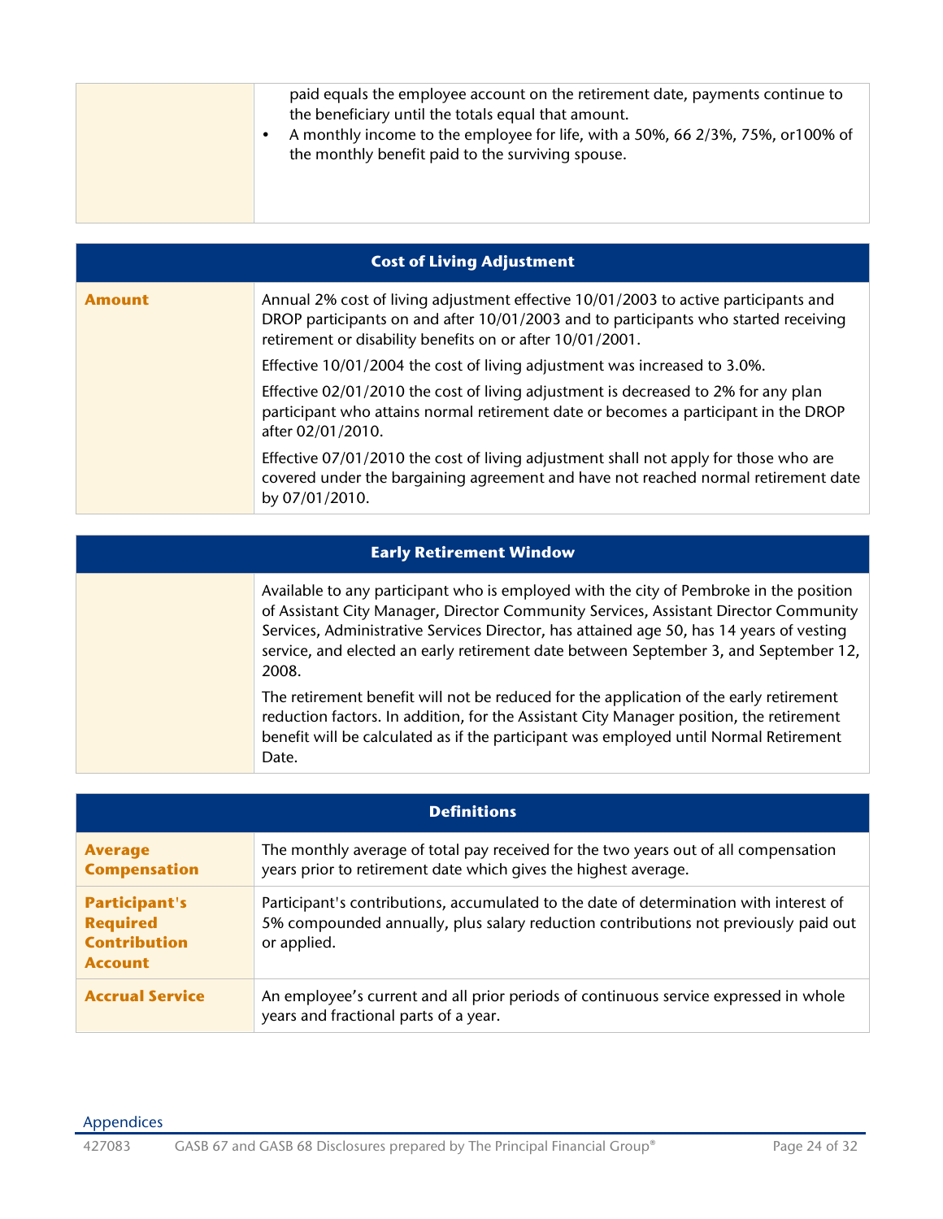| | |
|---|---|
| | paid equals the employee account on the retirement date, payments continue to the beneficiary until the totals equal that amount.<br>• A monthly income to the employee for life, with a 50%, 66 2/3%, 75%, or100% of the monthly benefit paid to the surviving spouse. |

| Cost of Living Adjustment | |
|---|---|
| **Amount** | Annual 2% cost of living adjustment effective 10/01/2003 to active participants and DROP participants on and after 10/01/2003 and to participants who started receiving retirement or disability benefits on or after 10/01/2001.<br><br>Effective 10/01/2004 the cost of living adjustment was increased to 3.0%.<br><br>Effective 02/01/2010 the cost of living adjustment is decreased to 2% for any plan participant who attains normal retirement date or becomes a participant in the DROP after 02/01/2010.<br><br>Effective 07/01/2010 the cost of living adjustment shall not apply for those who are covered under the bargaining agreement and have not reached normal retirement date by 07/01/2010. |

| Early Retirement Window | |
|---|---|
| | Available to any participant who is employed with the city of Pembroke in the position of Assistant City Manager, Director Community Services, Assistant Director Community Services, Administrative Services Director, has attained age 50, has 14 years of vesting service, and elected an early retirement date between September 3, and September 12, 2008.<br><br>The retirement benefit will not be reduced for the application of the early retirement reduction factors. In addition, for the Assistant City Manager position, the retirement benefit will be calculated as if the participant was employed until Normal Retirement Date. |

| Definitions | |
|---|---|
| **Average Compensation** | The monthly average of total pay received for the two years out of all compensation years prior to retirement date which gives the highest average. |
| **Participant's Required Contribution Account** | Participant's contributions, accumulated to the date of determination with interest of 5% compounded annually, plus salary reduction contributions not previously paid out or applied. |
| **Accrual Service** | An employee's current and all prior periods of continuous service expressed in whole years and fractional parts of a year. |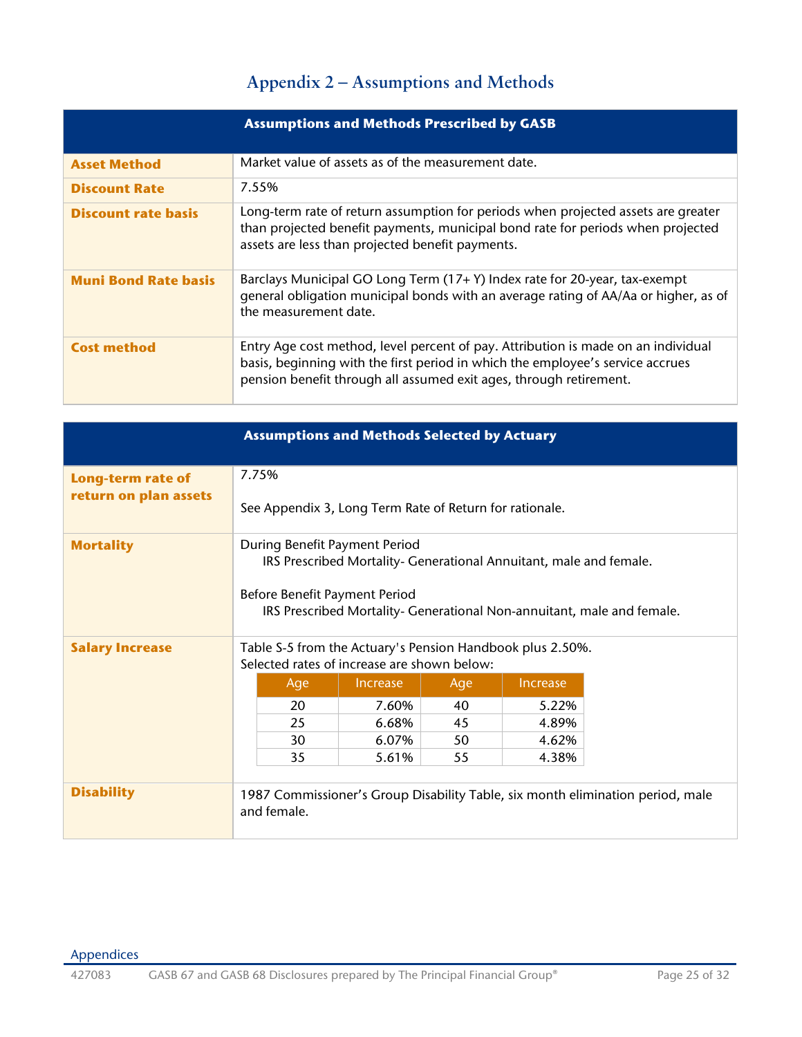# Appendix 2 – Assumptions and Methods

| Assumptions and Methods Prescribed by GASB | |
|---|---|
| **Asset Method** | Market value of assets as of the measurement date. |
| **Discount Rate** | 7.55% |
| **Discount rate basis** | Long-term rate of return assumption for periods when projected assets are greater than projected benefit payments, municipal bond rate for periods when projected assets are less than projected benefit payments. |
| **Muni Bond Rate basis** | Barclays Municipal GO Long Term (17+ Y) Index rate for 20-year, tax-exempt general obligation municipal bonds with an average rating of AA/Aa or higher, as of the measurement date. |
| **Cost method** | Entry Age cost method, level percent of pay. Attribution is made on an individual basis, beginning with the first period in which the employee's service accrues pension benefit through all assumed exit ages, through retirement. |

| Assumptions and Methods Selected by Actuary | |
|---|---|
| **Long-term rate of return on plan assets** | 7.75%<br><br>See Appendix 3, Long Term Rate of Return for rationale. |
| **Mortality** | During Benefit Payment Period<br>IRS Prescribed Mortality- Generational Annuitant, male and female.<br><br>Before Benefit Payment Period<br>IRS Prescribed Mortality- Generational Non-annuitant, male and female. |
| **Salary Increase** | Table S-5 from the Actuary's Pension Handbook plus 2.50%.<br>Selected rates of increase are shown below: |
| **Disability** | 1987 Commissioner's Group Disability Table, six month elimination period, male and female. |

| Age | Increase | Age | Increase |
|---|---|---|---|
| 20 | 7.60% | 40 | 5.22% |
| 25 | 6.68% | 45 | 4.89% |
| 30 | 6.07% | 50 | 4.62% |
| 35 | 5.61% | 55 | 4.38% |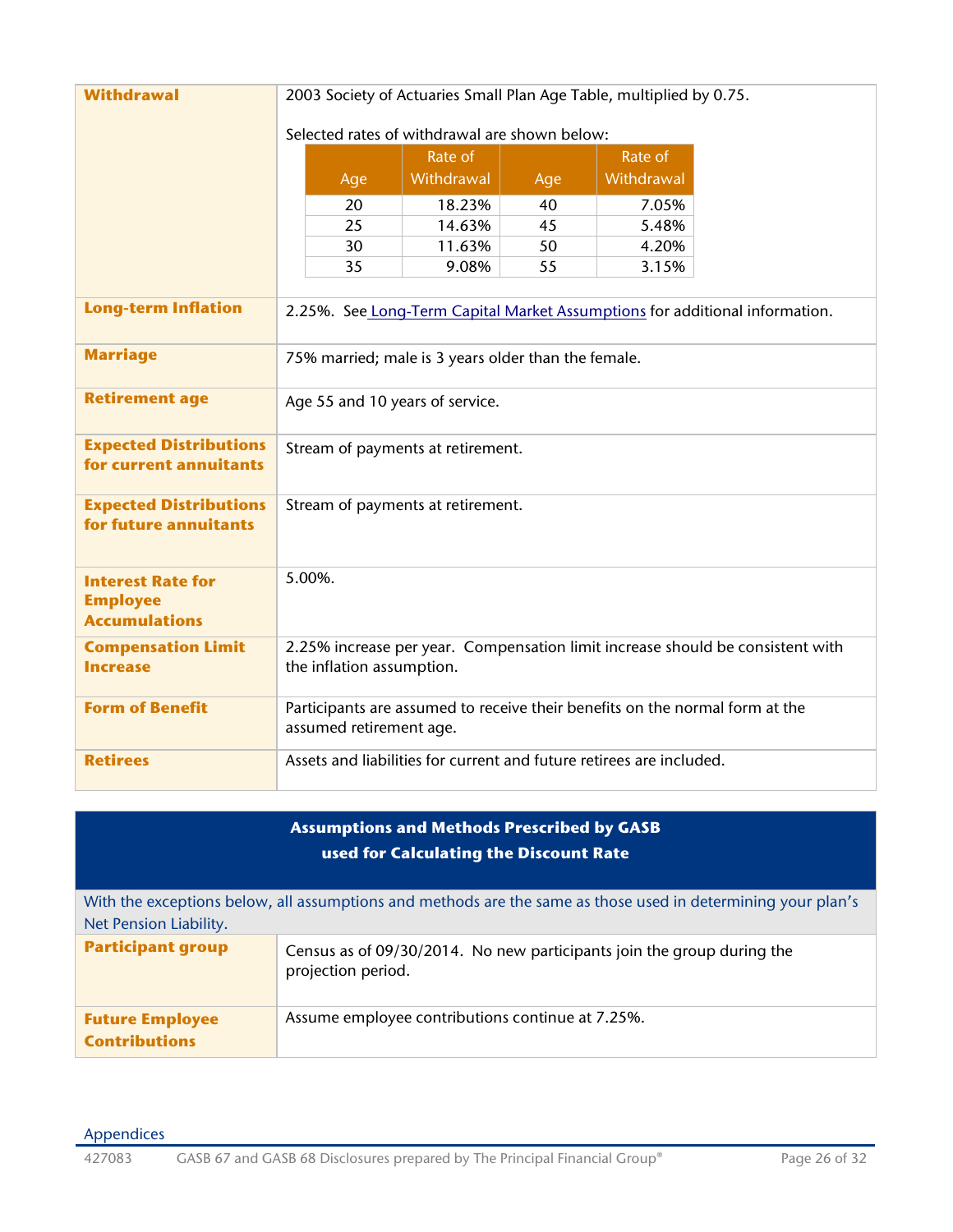| | |
|---|---|
| **Withdrawal** | 2003 Society of Actuaries Small Plan Age Table, multiplied by 0.75.<br><br>Selected rates of withdrawal are shown below: |
| **Long-term Inflation** | 2.25%. See Long-Term Capital Market Assumptions for additional information. |
| **Marriage** | 75% married; male is 3 years older than the female. |
| **Retirement age** | Age 55 and 10 years of service. |
| **Expected Distributions for current annuitants** | Stream of payments at retirement. |
| **Expected Distributions for future annuitants** | Stream of payments at retirement. |
| **Interest Rate for Employee Accumulations** | 5.00%. |
| **Compensation Limit Increase** | 2.25% increase per year. Compensation limit increase should be consistent with the inflation assumption. |
| **Form of Benefit** | Participants are assumed to receive their benefits on the normal form at the assumed retirement age. |
| **Retirees** | Assets and liabilities for current and future retirees are included. |

Selected rates of withdrawal:

| Age | Rate of Withdrawal | Age | Rate of Withdrawal |
|---|---|---|---|
| 20 | 18.23% | 40 | 7.05% |
| 25 | 14.63% | 45 | 5.48% |
| 30 | 11.63% | 50 | 4.20% |
| 35 | 9.08% | 55 | 3.15% |

## Assumptions and Methods Prescribed by GASB used for Calculating the Discount Rate

With the exceptions below, all assumptions and methods are the same as those used in determining your plan's Net Pension Liability.

| | |
|---|---|
| **Participant group** | Census as of 09/30/2014. No new participants join the group during the projection period. |
| **Future Employee Contributions** | Assume employee contributions continue at 7.25%. |

Appendices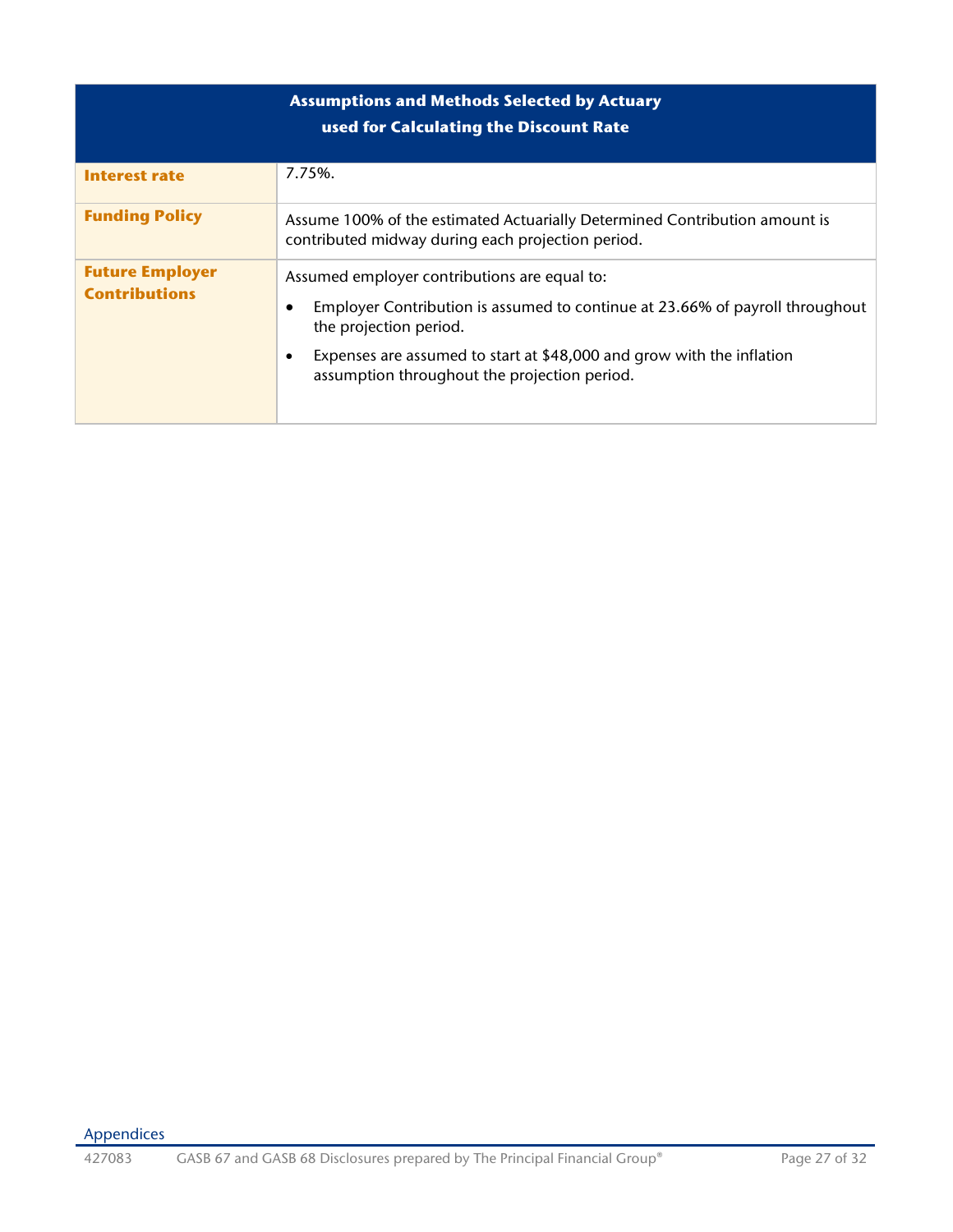| Assumptions and Methods Selected by Actuary used for Calculating the Discount Rate | |
|---|---|
| **Interest rate** | 7.75%. |
| **Funding Policy** | Assume 100% of the estimated Actuarially Determined Contribution amount is contributed midway during each projection period. |
| **Future Employer Contributions** | Assumed employer contributions are equal to:<br>• Employer Contribution is assumed to continue at 23.66% of payroll throughout the projection period.<br>• Expenses are assumed to start at $48,000 and grow with the inflation assumption throughout the projection period. |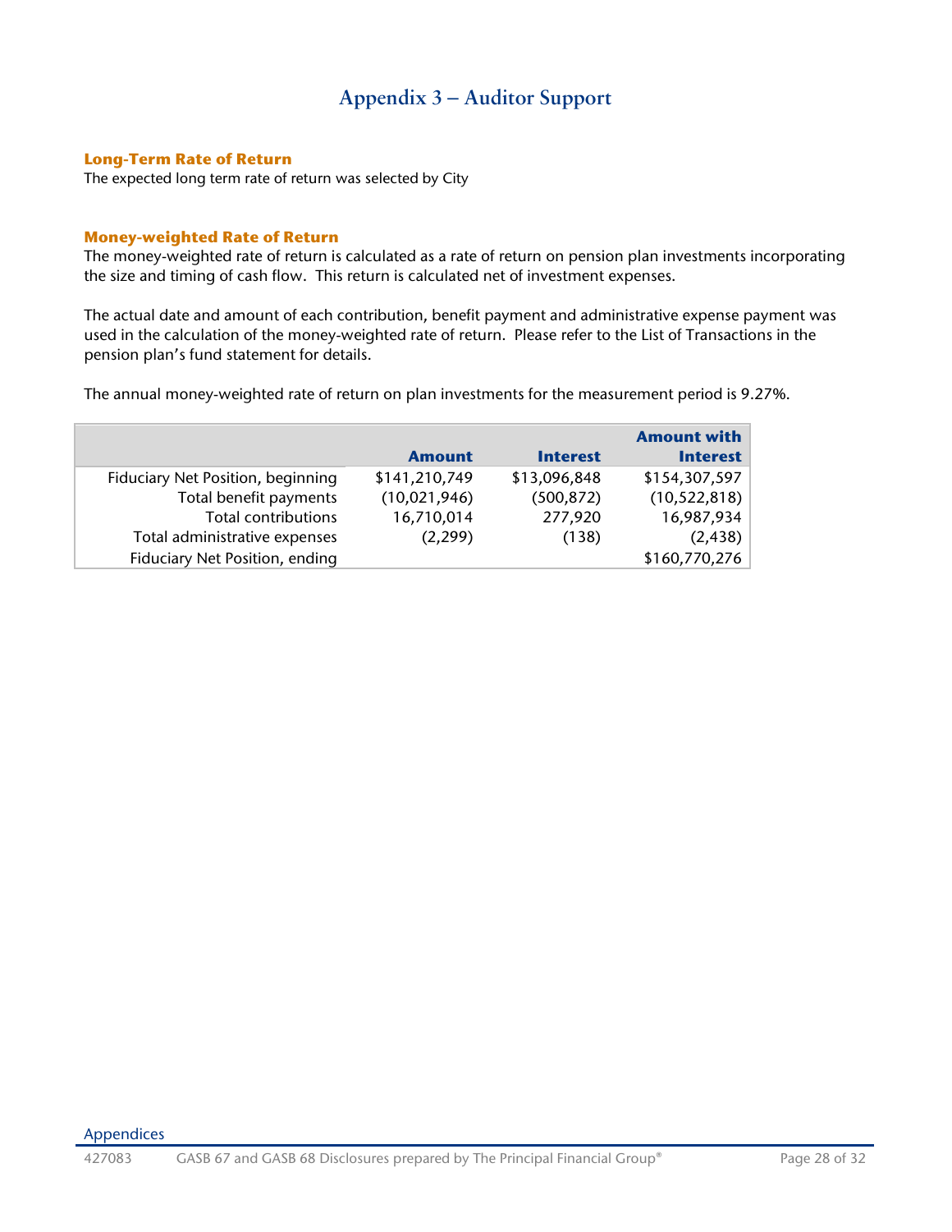# Appendix 3 – Auditor Support

## Long-Term Rate of Return

The expected long term rate of return was selected by City

## Money-weighted Rate of Return

The money-weighted rate of return is calculated as a rate of return on pension plan investments incorporating the size and timing of cash flow. This return is calculated net of investment expenses.

The actual date and amount of each contribution, benefit payment and administrative expense payment was used in the calculation of the money-weighted rate of return. Please refer to the List of Transactions in the pension plan's fund statement for details.

The annual money-weighted rate of return on plan investments for the measurement period is 9.27%.

| | Amount | Interest | Amount with Interest |
|---|---|---|---|
| Fiduciary Net Position, beginning | $141,210,749 | $13,096,848 | $154,307,597 |
| Total benefit payments | (10,021,946) | (500,872) | (10,522,818) |
| Total contributions | 16,710,014 | 277,920 | 16,987,934 |
| Total administrative expenses | (2,299) | (138) | (2,438) |
| Fiduciary Net Position, ending | | | $160,770,276 |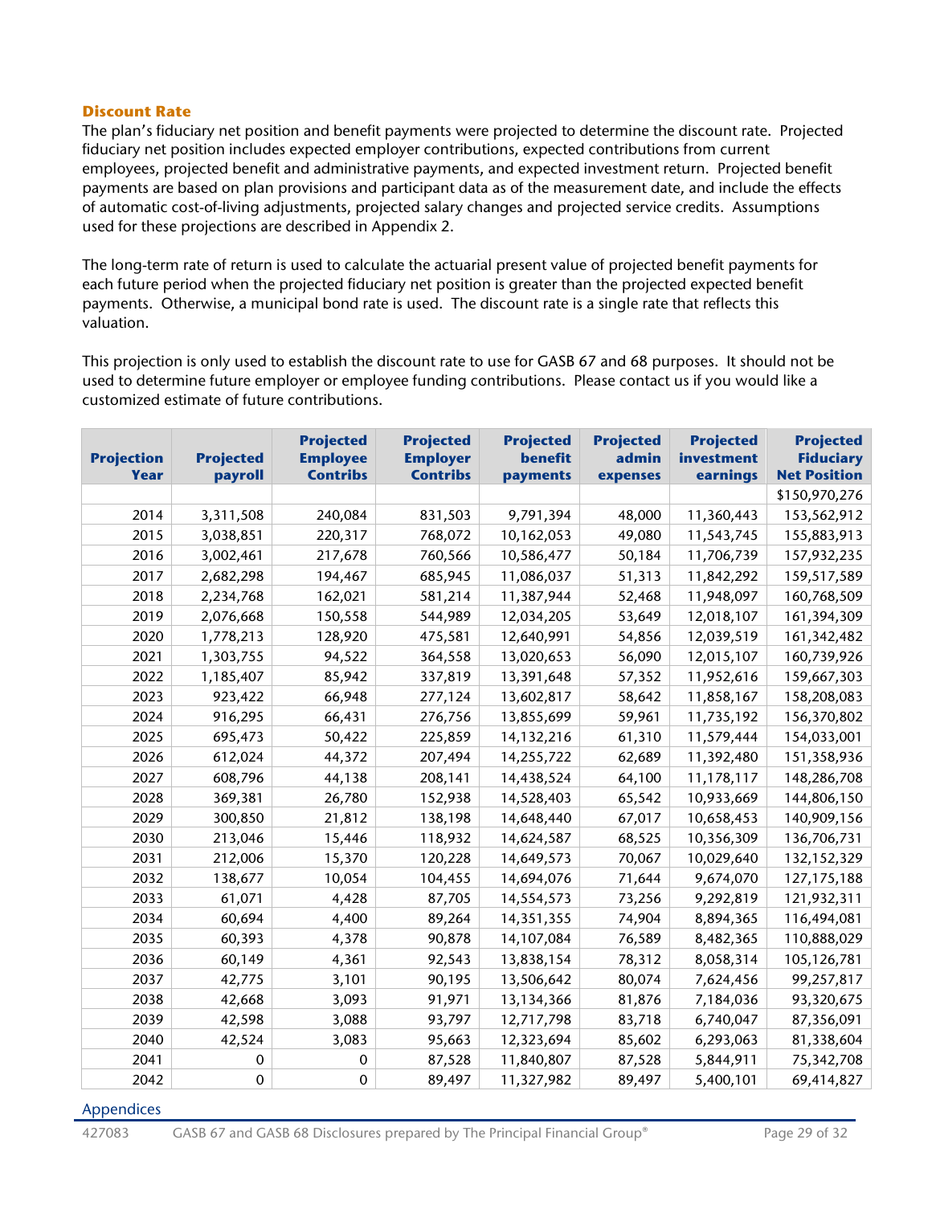### Discount Rate

The plan's fiduciary net position and benefit payments were projected to determine the discount rate. Projected fiduciary net position includes expected employer contributions, expected contributions from current employees, projected benefit and administrative payments, and expected investment return. Projected benefit payments are based on plan provisions and participant data as of the measurement date, and include the effects of automatic cost-of-living adjustments, projected salary changes and projected service credits. Assumptions used for these projections are described in Appendix 2.

The long-term rate of return is used to calculate the actuarial present value of projected benefit payments for each future period when the projected fiduciary net position is greater than the projected expected benefit payments. Otherwise, a municipal bond rate is used. The discount rate is a single rate that reflects this valuation.

This projection is only used to establish the discount rate to use for GASB 67 and 68 purposes. It should not be used to determine future employer or employee funding contributions. Please contact us if you would like a customized estimate of future contributions.

| Projection Year | Projected payroll | Projected Employee Contribs | Projected Employer Contribs | Projected benefit payments | Projected admin expenses | Projected investment earnings | Projected Fiduciary Net Position |
|---|---|---|---|---|---|---|---|
| | | | | | | | $150,970,276 |
| 2014 | 3,311,508 | 240,084 | 831,503 | 9,791,394 | 48,000 | 11,360,443 | 153,562,912 |
| 2015 | 3,038,851 | 220,317 | 768,072 | 10,162,053 | 49,080 | 11,543,745 | 155,883,913 |
| 2016 | 3,002,461 | 217,678 | 760,566 | 10,586,477 | 50,184 | 11,706,739 | 157,932,235 |
| 2017 | 2,682,298 | 194,467 | 685,945 | 11,086,037 | 51,313 | 11,842,292 | 159,517,589 |
| 2018 | 2,234,768 | 162,021 | 581,214 | 11,387,944 | 52,468 | 11,948,097 | 160,768,509 |
| 2019 | 2,076,668 | 150,558 | 544,989 | 12,034,205 | 53,649 | 12,018,107 | 161,394,309 |
| 2020 | 1,778,213 | 128,920 | 475,581 | 12,640,991 | 54,856 | 12,039,519 | 161,342,482 |
| 2021 | 1,303,755 | 94,522 | 364,558 | 13,020,653 | 56,090 | 12,015,107 | 160,739,926 |
| 2022 | 1,185,407 | 85,942 | 337,819 | 13,391,648 | 57,352 | 11,952,616 | 159,667,303 |
| 2023 | 923,422 | 66,948 | 277,124 | 13,602,817 | 58,642 | 11,858,167 | 158,208,083 |
| 2024 | 916,295 | 66,431 | 276,756 | 13,855,699 | 59,961 | 11,735,192 | 156,370,802 |
| 2025 | 695,473 | 50,422 | 225,859 | 14,132,216 | 61,310 | 11,579,444 | 154,033,001 |
| 2026 | 612,024 | 44,372 | 207,494 | 14,255,722 | 62,689 | 11,392,480 | 151,358,936 |
| 2027 | 608,796 | 44,138 | 208,141 | 14,438,524 | 64,100 | 11,178,117 | 148,286,708 |
| 2028 | 369,381 | 26,780 | 152,938 | 14,528,403 | 65,542 | 10,933,669 | 144,806,150 |
| 2029 | 300,850 | 21,812 | 138,198 | 14,648,440 | 67,017 | 10,658,453 | 140,909,156 |
| 2030 | 213,046 | 15,446 | 118,932 | 14,624,587 | 68,525 | 10,356,309 | 136,706,731 |
| 2031 | 212,006 | 15,370 | 120,228 | 14,649,573 | 70,067 | 10,029,640 | 132,152,329 |
| 2032 | 138,677 | 10,054 | 104,455 | 14,694,076 | 71,644 | 9,674,070 | 127,175,188 |
| 2033 | 61,071 | 4,428 | 87,705 | 14,554,573 | 73,256 | 9,292,819 | 121,932,311 |
| 2034 | 60,694 | 4,400 | 89,264 | 14,351,355 | 74,904 | 8,894,365 | 116,494,081 |
| 2035 | 60,393 | 4,378 | 90,878 | 14,107,084 | 76,589 | 8,482,365 | 110,888,029 |
| 2036 | 60,149 | 4,361 | 92,543 | 13,838,154 | 78,312 | 8,058,314 | 105,126,781 |
| 2037 | 42,775 | 3,101 | 90,195 | 13,506,642 | 80,074 | 7,624,456 | 99,257,817 |
| 2038 | 42,668 | 3,093 | 91,971 | 13,134,366 | 81,876 | 7,184,036 | 93,320,675 |
| 2039 | 42,598 | 3,088 | 93,797 | 12,717,798 | 83,718 | 6,740,047 | 87,356,091 |
| 2040 | 42,524 | 3,083 | 95,663 | 12,323,694 | 85,602 | 6,293,063 | 81,338,604 |
| 2041 | 0 | 0 | 87,528 | 11,840,807 | 87,528 | 5,844,911 | 75,342,708 |
| 2042 | 0 | 0 | 89,497 | 11,327,982 | 89,497 | 5,400,101 | 69,414,827 |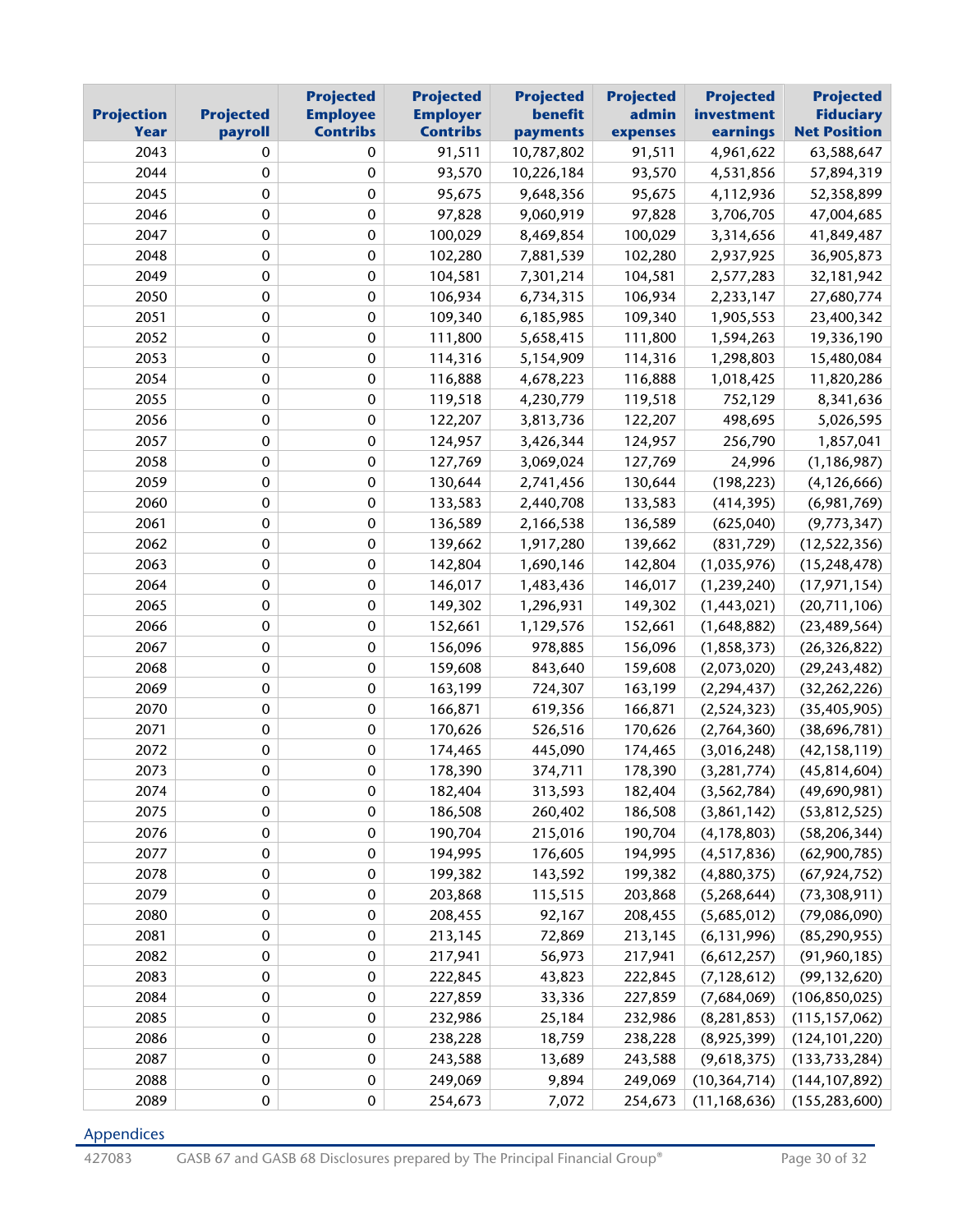| Projection Year | Projected payroll | Projected Employee Contribs | Projected Employer Contribs | Projected benefit payments | Projected admin expenses | Projected investment earnings | Projected Fiduciary Net Position |
|---|---|---|---|---|---|---|---|
| 2043 | 0 | 0 | 91,511 | 10,787,802 | 91,511 | 4,961,622 | 63,588,647 |
| 2044 | 0 | 0 | 93,570 | 10,226,184 | 93,570 | 4,531,856 | 57,894,319 |
| 2045 | 0 | 0 | 95,675 | 9,648,356 | 95,675 | 4,112,936 | 52,358,899 |
| 2046 | 0 | 0 | 97,828 | 9,060,919 | 97,828 | 3,706,705 | 47,004,685 |
| 2047 | 0 | 0 | 100,029 | 8,469,854 | 100,029 | 3,314,656 | 41,849,487 |
| 2048 | 0 | 0 | 102,280 | 7,881,539 | 102,280 | 2,937,925 | 36,905,873 |
| 2049 | 0 | 0 | 104,581 | 7,301,214 | 104,581 | 2,577,283 | 32,181,942 |
| 2050 | 0 | 0 | 106,934 | 6,734,315 | 106,934 | 2,233,147 | 27,680,774 |
| 2051 | 0 | 0 | 109,340 | 6,185,985 | 109,340 | 1,905,553 | 23,400,342 |
| 2052 | 0 | 0 | 111,800 | 5,658,415 | 111,800 | 1,594,263 | 19,336,190 |
| 2053 | 0 | 0 | 114,316 | 5,154,909 | 114,316 | 1,298,803 | 15,480,084 |
| 2054 | 0 | 0 | 116,888 | 4,678,223 | 116,888 | 1,018,425 | 11,820,286 |
| 2055 | 0 | 0 | 119,518 | 4,230,779 | 119,518 | 752,129 | 8,341,636 |
| 2056 | 0 | 0 | 122,207 | 3,813,736 | 122,207 | 498,695 | 5,026,595 |
| 2057 | 0 | 0 | 124,957 | 3,426,344 | 124,957 | 256,790 | 1,857,041 |
| 2058 | 0 | 0 | 127,769 | 3,069,024 | 127,769 | 24,996 | (1,186,987) |
| 2059 | 0 | 0 | 130,644 | 2,741,456 | 130,644 | (198,223) | (4,126,666) |
| 2060 | 0 | 0 | 133,583 | 2,440,708 | 133,583 | (414,395) | (6,981,769) |
| 2061 | 0 | 0 | 136,589 | 2,166,538 | 136,589 | (625,040) | (9,773,347) |
| 2062 | 0 | 0 | 139,662 | 1,917,280 | 139,662 | (831,729) | (12,522,356) |
| 2063 | 0 | 0 | 142,804 | 1,690,146 | 142,804 | (1,035,976) | (15,248,478) |
| 2064 | 0 | 0 | 146,017 | 1,483,436 | 146,017 | (1,239,240) | (17,971,154) |
| 2065 | 0 | 0 | 149,302 | 1,296,931 | 149,302 | (1,443,021) | (20,711,106) |
| 2066 | 0 | 0 | 152,661 | 1,129,576 | 152,661 | (1,648,882) | (23,489,564) |
| 2067 | 0 | 0 | 156,096 | 978,885 | 156,096 | (1,858,373) | (26,326,822) |
| 2068 | 0 | 0 | 159,608 | 843,640 | 159,608 | (2,073,020) | (29,243,482) |
| 2069 | 0 | 0 | 163,199 | 724,307 | 163,199 | (2,294,437) | (32,262,226) |
| 2070 | 0 | 0 | 166,871 | 619,356 | 166,871 | (2,524,323) | (35,405,905) |
| 2071 | 0 | 0 | 170,626 | 526,516 | 170,626 | (2,764,360) | (38,696,781) |
| 2072 | 0 | 0 | 174,465 | 445,090 | 174,465 | (3,016,248) | (42,158,119) |
| 2073 | 0 | 0 | 178,390 | 374,711 | 178,390 | (3,281,774) | (45,814,604) |
| 2074 | 0 | 0 | 182,404 | 313,593 | 182,404 | (3,562,784) | (49,690,981) |
| 2075 | 0 | 0 | 186,508 | 260,402 | 186,508 | (3,861,142) | (53,812,525) |
| 2076 | 0 | 0 | 190,704 | 215,016 | 190,704 | (4,178,803) | (58,206,344) |
| 2077 | 0 | 0 | 194,995 | 176,605 | 194,995 | (4,517,836) | (62,900,785) |
| 2078 | 0 | 0 | 199,382 | 143,592 | 199,382 | (4,880,375) | (67,924,752) |
| 2079 | 0 | 0 | 203,868 | 115,515 | 203,868 | (5,268,644) | (73,308,911) |
| 2080 | 0 | 0 | 208,455 | 92,167 | 208,455 | (5,685,012) | (79,086,090) |
| 2081 | 0 | 0 | 213,145 | 72,869 | 213,145 | (6,131,996) | (85,290,955) |
| 2082 | 0 | 0 | 217,941 | 56,973 | 217,941 | (6,612,257) | (91,960,185) |
| 2083 | 0 | 0 | 222,845 | 43,823 | 222,845 | (7,128,612) | (99,132,620) |
| 2084 | 0 | 0 | 227,859 | 33,336 | 227,859 | (7,684,069) | (106,850,025) |
| 2085 | 0 | 0 | 232,986 | 25,184 | 232,986 | (8,281,853) | (115,157,062) |
| 2086 | 0 | 0 | 238,228 | 18,759 | 238,228 | (8,925,399) | (124,101,220) |
| 2087 | 0 | 0 | 243,588 | 13,689 | 243,588 | (9,618,375) | (133,733,284) |
| 2088 | 0 | 0 | 249,069 | 9,894 | 249,069 | (10,364,714) | (144,107,892) |
| 2089 | 0 | 0 | 254,673 | 7,072 | 254,673 | (11,168,636) | (155,283,600) |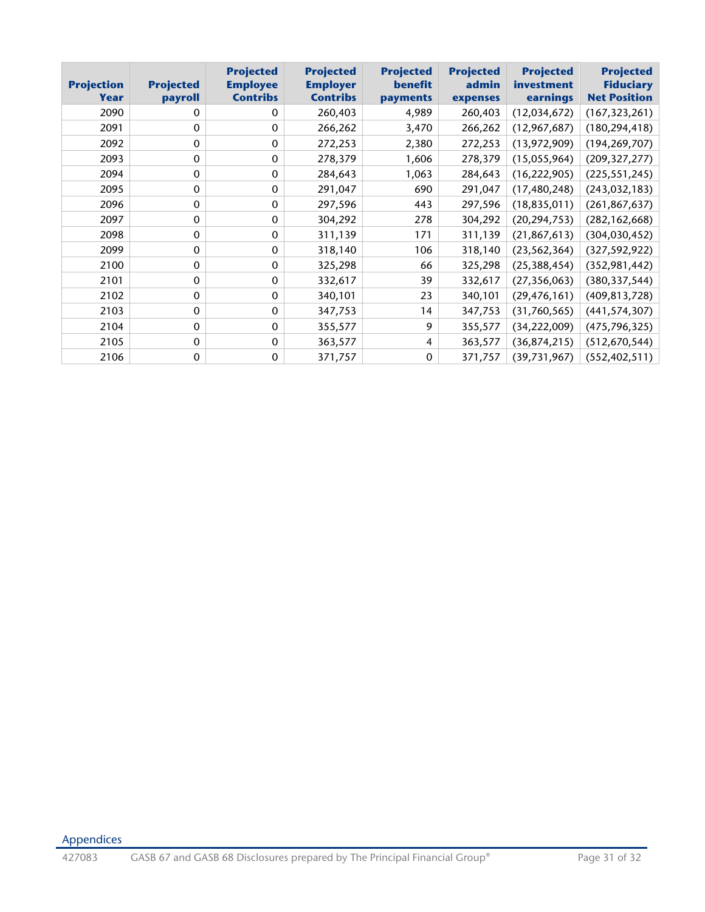| Projection Year | Projected payroll | Projected Employee Contribs | Projected Employer Contribs | Projected benefit payments | Projected admin expenses | Projected investment earnings | Projected Fiduciary Net Position |
|---|---|---|---|---|---|---|---|
| 2090 | 0 | 0 | 260,403 | 4,989 | 260,403 | (12,034,672) | (167,323,261) |
| 2091 | 0 | 0 | 266,262 | 3,470 | 266,262 | (12,967,687) | (180,294,418) |
| 2092 | 0 | 0 | 272,253 | 2,380 | 272,253 | (13,972,909) | (194,269,707) |
| 2093 | 0 | 0 | 278,379 | 1,606 | 278,379 | (15,055,964) | (209,327,277) |
| 2094 | 0 | 0 | 284,643 | 1,063 | 284,643 | (16,222,905) | (225,551,245) |
| 2095 | 0 | 0 | 291,047 | 690 | 291,047 | (17,480,248) | (243,032,183) |
| 2096 | 0 | 0 | 297,596 | 443 | 297,596 | (18,835,011) | (261,867,637) |
| 2097 | 0 | 0 | 304,292 | 278 | 304,292 | (20,294,753) | (282,162,668) |
| 2098 | 0 | 0 | 311,139 | 171 | 311,139 | (21,867,613) | (304,030,452) |
| 2099 | 0 | 0 | 318,140 | 106 | 318,140 | (23,562,364) | (327,592,922) |
| 2100 | 0 | 0 | 325,298 | 66 | 325,298 | (25,388,454) | (352,981,442) |
| 2101 | 0 | 0 | 332,617 | 39 | 332,617 | (27,356,063) | (380,337,544) |
| 2102 | 0 | 0 | 340,101 | 23 | 340,101 | (29,476,161) | (409,813,728) |
| 2103 | 0 | 0 | 347,753 | 14 | 347,753 | (31,760,565) | (441,574,307) |
| 2104 | 0 | 0 | 355,577 | 9 | 355,577 | (34,222,009) | (475,796,325) |
| 2105 | 0 | 0 | 363,577 | 4 | 363,577 | (36,874,215) | (512,670,544) |
| 2106 | 0 | 0 | 371,757 | 0 | 371,757 | (39,731,967) | (552,402,511) |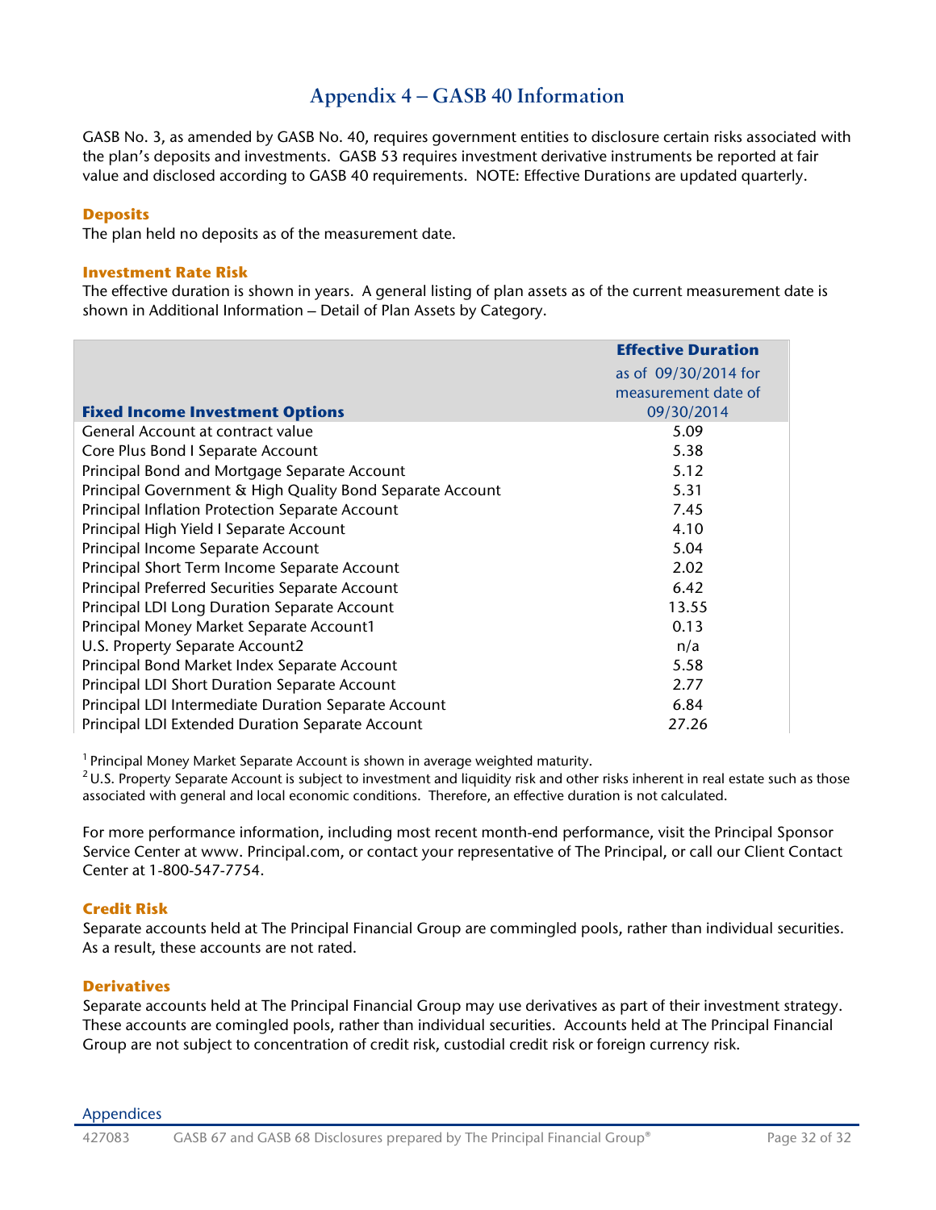# Appendix 4 – GASB 40 Information

GASB No. 3, as amended by GASB No. 40, requires government entities to disclosure certain risks associated with the plan's deposits and investments. GASB 53 requires investment derivative instruments be reported at fair value and disclosed according to GASB 40 requirements. NOTE: Effective Durations are updated quarterly.

### Deposits

The plan held no deposits as of the measurement date.

### Investment Rate Risk

The effective duration is shown in years. A general listing of plan assets as of the current measurement date is shown in Additional Information – Detail of Plan Assets by Category.

| Fixed Income Investment Options | Effective Duration as of 09/30/2014 for measurement date of 09/30/2014 |
|---|---|
| General Account at contract value | 5.09 |
| Core Plus Bond I Separate Account | 5.38 |
| Principal Bond and Mortgage Separate Account | 5.12 |
| Principal Government & High Quality Bond Separate Account | 5.31 |
| Principal Inflation Protection Separate Account | 7.45 |
| Principal High Yield I Separate Account | 4.10 |
| Principal Income Separate Account | 5.04 |
| Principal Short Term Income Separate Account | 2.02 |
| Principal Preferred Securities Separate Account | 6.42 |
| Principal LDI Long Duration Separate Account | 13.55 |
| Principal Money Market Separate Account[1] | 0.13 |
| U.S. Property Separate Account[2] | n/a |
| Principal Bond Market Index Separate Account | 5.58 |
| Principal LDI Short Duration Separate Account | 2.77 |
| Principal LDI Intermediate Duration Separate Account | 6.84 |
| Principal LDI Extended Duration Separate Account | 27.26 |

[1] Principal Money Market Separate Account is shown in average weighted maturity.
[2] U.S. Property Separate Account is subject to investment and liquidity risk and other risks inherent in real estate such as those associated with general and local economic conditions. Therefore, an effective duration is not calculated.

For more performance information, including most recent month-end performance, visit the Principal Sponsor Service Center at www. Principal.com, or contact your representative of The Principal, or call our Client Contact Center at 1-800-547-7754.

### Credit Risk

Separate accounts held at The Principal Financial Group are commingled pools, rather than individual securities. As a result, these accounts are not rated.

### Derivatives

Separate accounts held at The Principal Financial Group may use derivatives as part of their investment strategy. These accounts are comingled pools, rather than individual securities. Accounts held at The Principal Financial Group are not subject to concentration of credit risk, custodial credit risk or foreign currency risk.